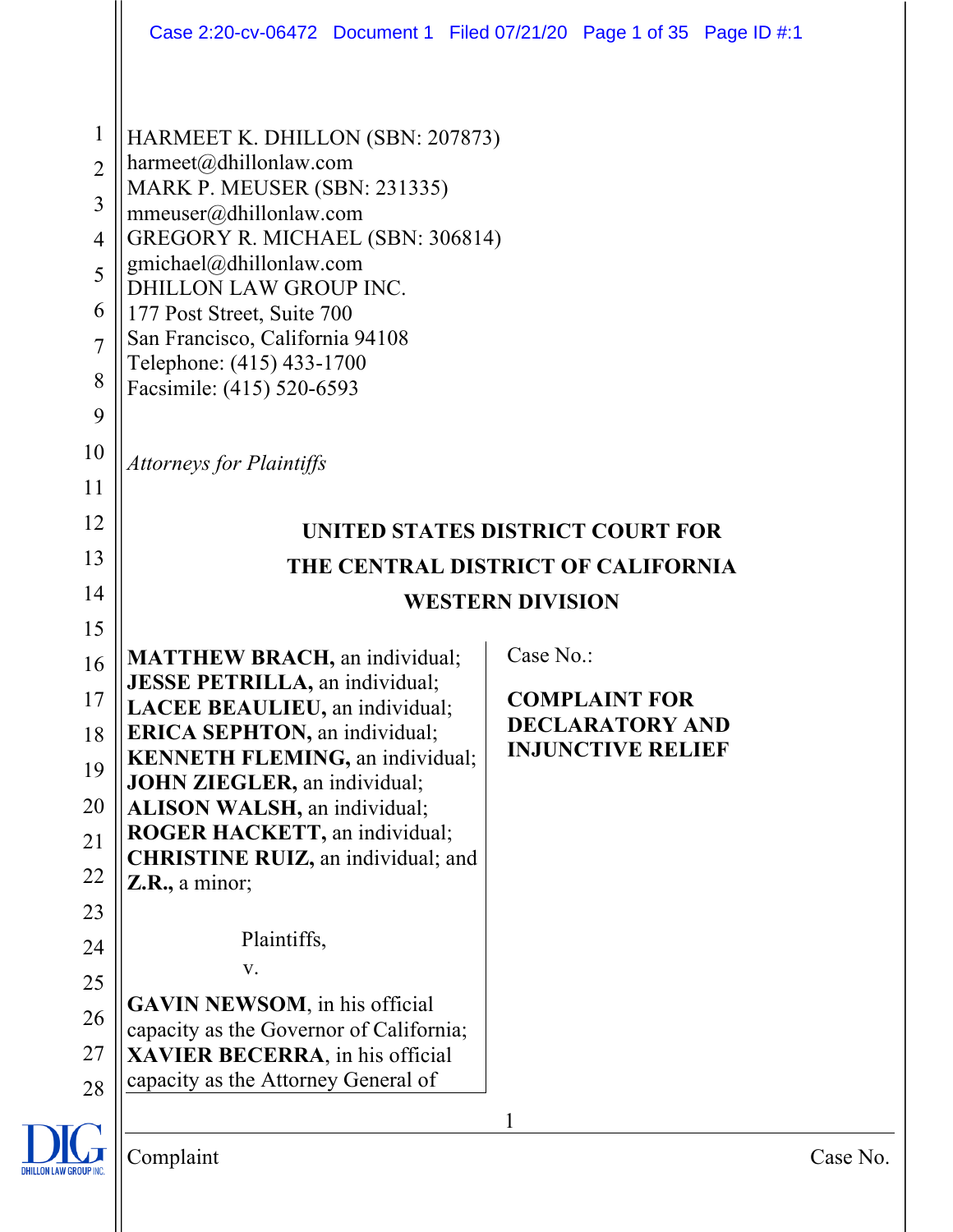HARMEET K. DHILLON (SBN: 207873)
harmeet@dhillonlaw.com
MARK P. MEUSER (SBN: 231335)
mmeuser@dhillonlaw.com
GREGORY R. MICHAEL (SBN: 306814)
gmichael@dhillonlaw.com
DHILLON LAW GROUP INC.
177 Post Street, Suite 700
San Francisco, California 94108
Telephone: (415) 433-1700
Facsimile: (415) 520-6593

*Attorneys for Plaintiffs*

**UNITED STATES DISTRICT COURT FOR**
**THE CENTRAL DISTRICT OF CALIFORNIA**
**WESTERN DIVISION**

**MATTHEW BRACH,** an individual;
**JESSE PETRILLA,** an individual;
**LACEE BEAULIEU,** an individual;
**ERICA SEPHTON,** an individual;
**KENNETH FLEMING,** an individual;
**JOHN ZIEGLER,** an individual;
**ALISON WALSH,** an individual;
**ROGER HACKETT,** an individual;
**CHRISTINE RUIZ,** an individual; and
**Z.R.,** a minor;

Plaintiffs,

v.

**GAVIN NEWSOM**, in his official capacity as the Governor of California;
**XAVIER BECERRA**, in his official capacity as the Attorney General of

Case No.:

**COMPLAINT FOR DECLARATORY AND INJUNCTIVE RELIEF**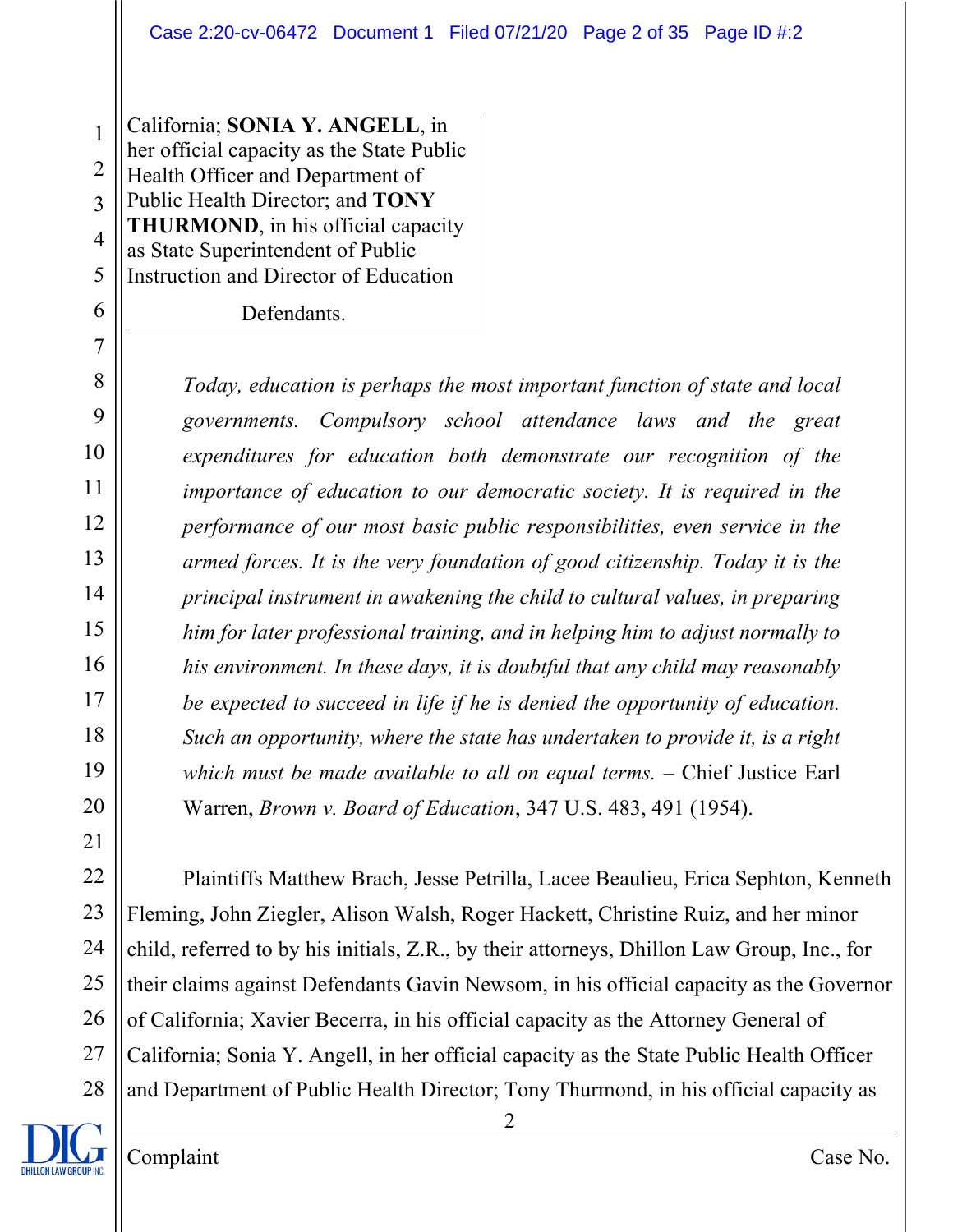California; **SONIA Y. ANGELL**, in her official capacity as the State Public Health Officer and Department of Public Health Director; and **TONY THURMOND**, in his official capacity as State Superintendent of Public Instruction and Director of Education

Defendants.

> *Today, education is perhaps the most important function of state and local governments. Compulsory school attendance laws and the great expenditures for education both demonstrate our recognition of the importance of education to our democratic society. It is required in the performance of our most basic public responsibilities, even service in the armed forces. It is the very foundation of good citizenship. Today it is the principal instrument in awakening the child to cultural values, in preparing him for later professional training, and in helping him to adjust normally to his environment. In these days, it is doubtful that any child may reasonably be expected to succeed in life if he is denied the opportunity of education. Such an opportunity, where the state has undertaken to provide it, is a right which must be made available to all on equal terms.* – Chief Justice Earl Warren, *Brown v. Board of Education*, 347 U.S. 483, 491 (1954).

Plaintiffs Matthew Brach, Jesse Petrilla, Lacee Beaulieu, Erica Sephton, Kenneth Fleming, John Ziegler, Alison Walsh, Roger Hackett, Christine Ruiz, and her minor child, referred to by his initials, Z.R., by their attorneys, Dhillon Law Group, Inc., for their claims against Defendants Gavin Newsom, in his official capacity as the Governor of California; Xavier Becerra, in his official capacity as the Attorney General of California; Sonia Y. Angell, in her official capacity as the State Public Health Officer and Department of Public Health Director; Tony Thurmond, in his official capacity as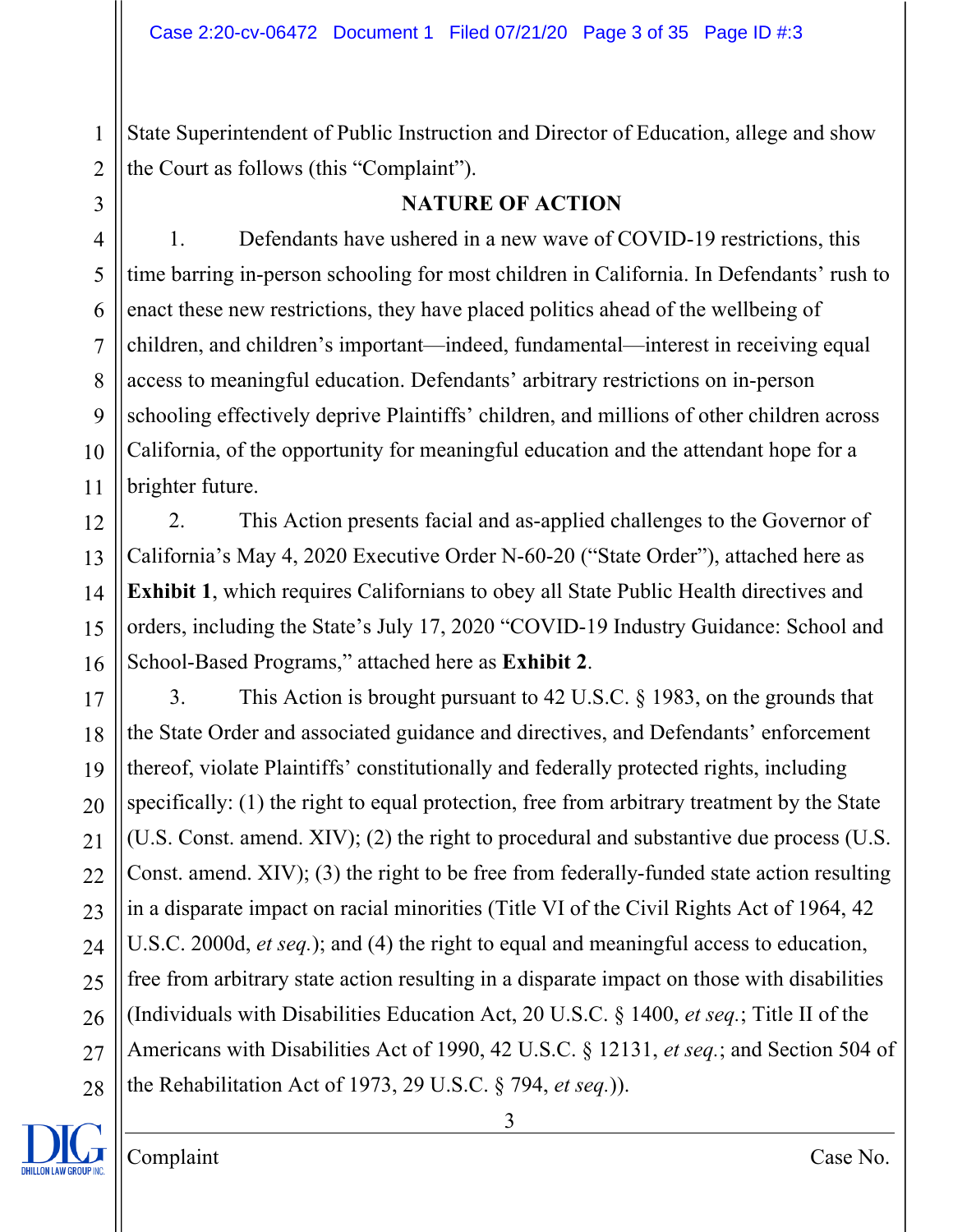State Superintendent of Public Instruction and Director of Education, allege and show the Court as follows (this "Complaint").

## NATURE OF ACTION

1. Defendants have ushered in a new wave of COVID-19 restrictions, this time barring in-person schooling for most children in California. In Defendants' rush to enact these new restrictions, they have placed politics ahead of the wellbeing of children, and children's important—indeed, fundamental—interest in receiving equal access to meaningful education. Defendants' arbitrary restrictions on in-person schooling effectively deprive Plaintiffs' children, and millions of other children across California, of the opportunity for meaningful education and the attendant hope for a brighter future.

2. This Action presents facial and as-applied challenges to the Governor of California's May 4, 2020 Executive Order N-60-20 ("State Order"), attached here as **Exhibit 1**, which requires Californians to obey all State Public Health directives and orders, including the State's July 17, 2020 "COVID-19 Industry Guidance: School and School-Based Programs," attached here as **Exhibit 2**.

3. This Action is brought pursuant to 42 U.S.C. § 1983, on the grounds that the State Order and associated guidance and directives, and Defendants' enforcement thereof, violate Plaintiffs' constitutionally and federally protected rights, including specifically: (1) the right to equal protection, free from arbitrary treatment by the State (U.S. Const. amend. XIV); (2) the right to procedural and substantive due process (U.S. Const. amend. XIV); (3) the right to be free from federally-funded state action resulting in a disparate impact on racial minorities (Title VI of the Civil Rights Act of 1964, 42 U.S.C. 2000d, *et seq.*); and (4) the right to equal and meaningful access to education, free from arbitrary state action resulting in a disparate impact on those with disabilities (Individuals with Disabilities Education Act, 20 U.S.C. § 1400, *et seq.*; Title II of the Americans with Disabilities Act of 1990, 42 U.S.C. § 12131, *et seq.*; and Section 504 of the Rehabilitation Act of 1973, 29 U.S.C. § 794, *et seq.*)).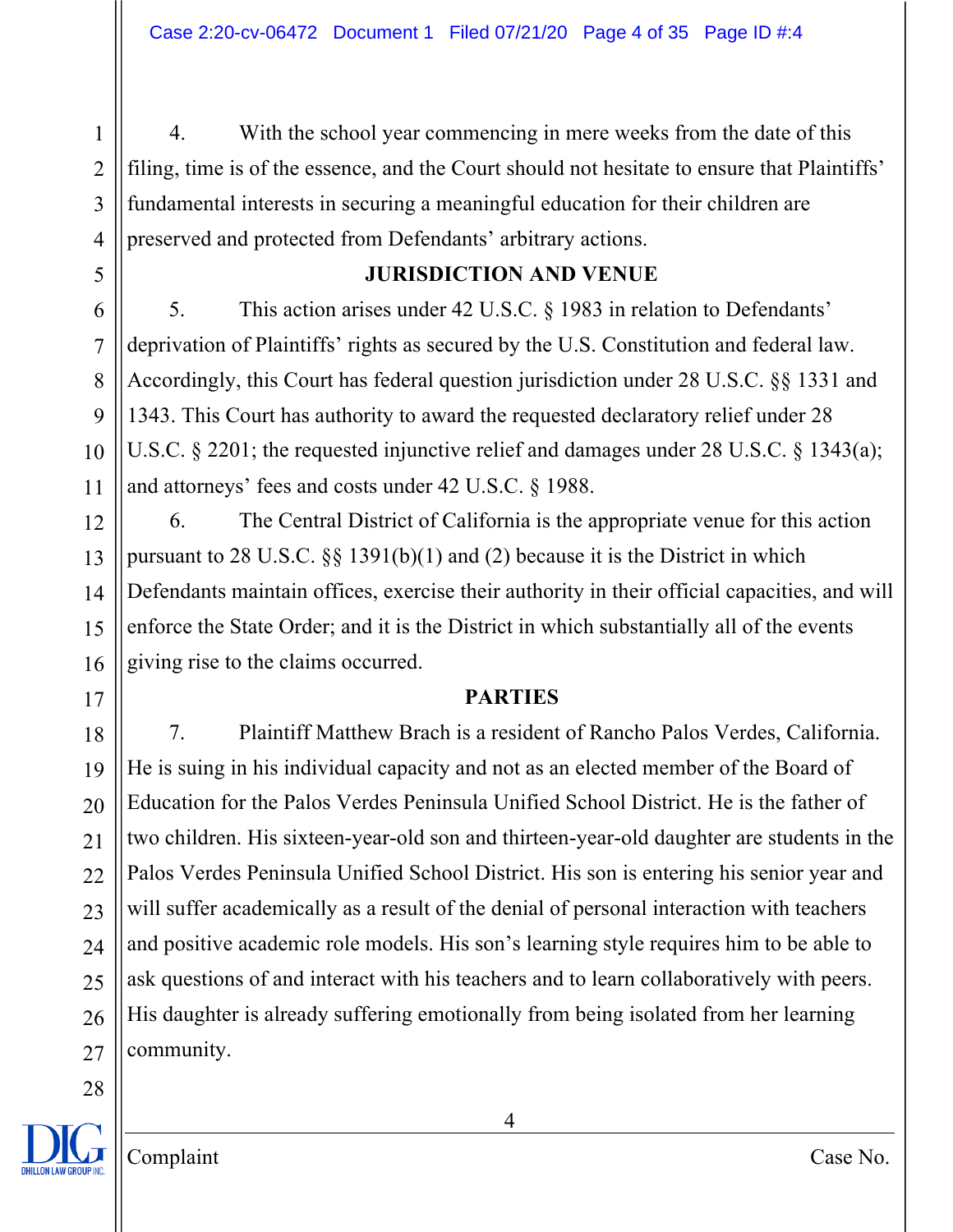4. With the school year commencing in mere weeks from the date of this filing, time is of the essence, and the Court should not hesitate to ensure that Plaintiffs' fundamental interests in securing a meaningful education for their children are preserved and protected from Defendants' arbitrary actions.

## JURISDICTION AND VENUE

5. This action arises under 42 U.S.C. § 1983 in relation to Defendants' deprivation of Plaintiffs' rights as secured by the U.S. Constitution and federal law. Accordingly, this Court has federal question jurisdiction under 28 U.S.C. §§ 1331 and 1343. This Court has authority to award the requested declaratory relief under 28 U.S.C. § 2201; the requested injunctive relief and damages under 28 U.S.C. § 1343(a); and attorneys' fees and costs under 42 U.S.C. § 1988.

6. The Central District of California is the appropriate venue for this action pursuant to 28 U.S.C. §§ 1391(b)(1) and (2) because it is the District in which Defendants maintain offices, exercise their authority in their official capacities, and will enforce the State Order; and it is the District in which substantially all of the events giving rise to the claims occurred.

## PARTIES

7. Plaintiff Matthew Brach is a resident of Rancho Palos Verdes, California. He is suing in his individual capacity and not as an elected member of the Board of Education for the Palos Verdes Peninsula Unified School District. He is the father of two children. His sixteen-year-old son and thirteen-year-old daughter are students in the Palos Verdes Peninsula Unified School District. His son is entering his senior year and will suffer academically as a result of the denial of personal interaction with teachers and positive academic role models. His son's learning style requires him to be able to ask questions of and interact with his teachers and to learn collaboratively with peers. His daughter is already suffering emotionally from being isolated from her learning community.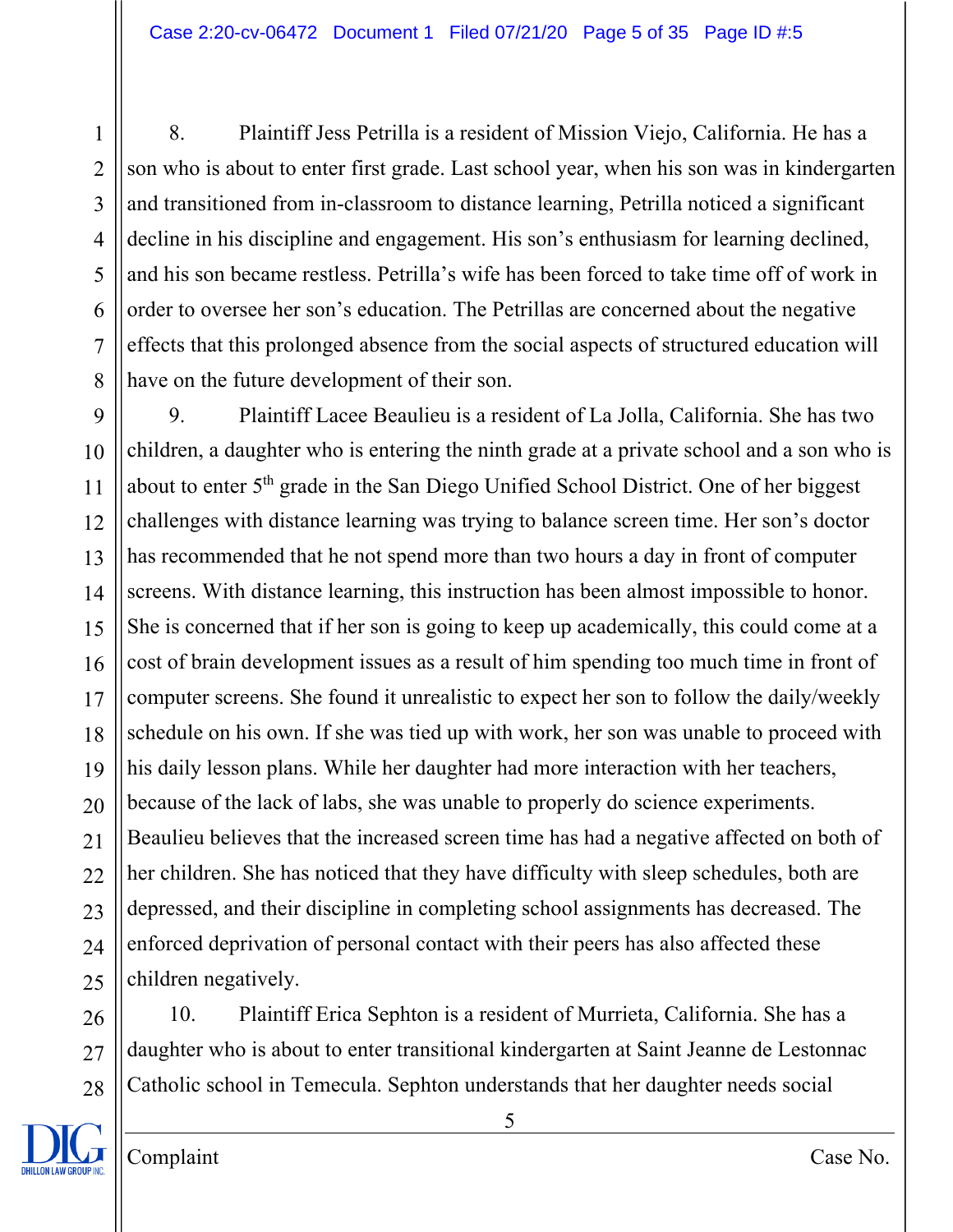8. Plaintiff Jess Petrilla is a resident of Mission Viejo, California. He has a son who is about to enter first grade. Last school year, when his son was in kindergarten and transitioned from in-classroom to distance learning, Petrilla noticed a significant decline in his discipline and engagement. His son's enthusiasm for learning declined, and his son became restless. Petrilla's wife has been forced to take time off of work in order to oversee her son's education. The Petrillas are concerned about the negative effects that this prolonged absence from the social aspects of structured education will have on the future development of their son.

9. Plaintiff Lacee Beaulieu is a resident of La Jolla, California. She has two children, a daughter who is entering the ninth grade at a private school and a son who is about to enter 5th grade in the San Diego Unified School District. One of her biggest challenges with distance learning was trying to balance screen time. Her son's doctor has recommended that he not spend more than two hours a day in front of computer screens. With distance learning, this instruction has been almost impossible to honor. She is concerned that if her son is going to keep up academically, this could come at a cost of brain development issues as a result of him spending too much time in front of computer screens. She found it unrealistic to expect her son to follow the daily/weekly schedule on his own. If she was tied up with work, her son was unable to proceed with his daily lesson plans. While her daughter had more interaction with her teachers, because of the lack of labs, she was unable to properly do science experiments. Beaulieu believes that the increased screen time has had a negative affected on both of her children. She has noticed that they have difficulty with sleep schedules, both are depressed, and their discipline in completing school assignments has decreased. The enforced deprivation of personal contact with their peers has also affected these children negatively.

10. Plaintiff Erica Sephton is a resident of Murrieta, California. She has a daughter who is about to enter transitional kindergarten at Saint Jeanne de Lestonnac Catholic school in Temecula. Sephton understands that her daughter needs social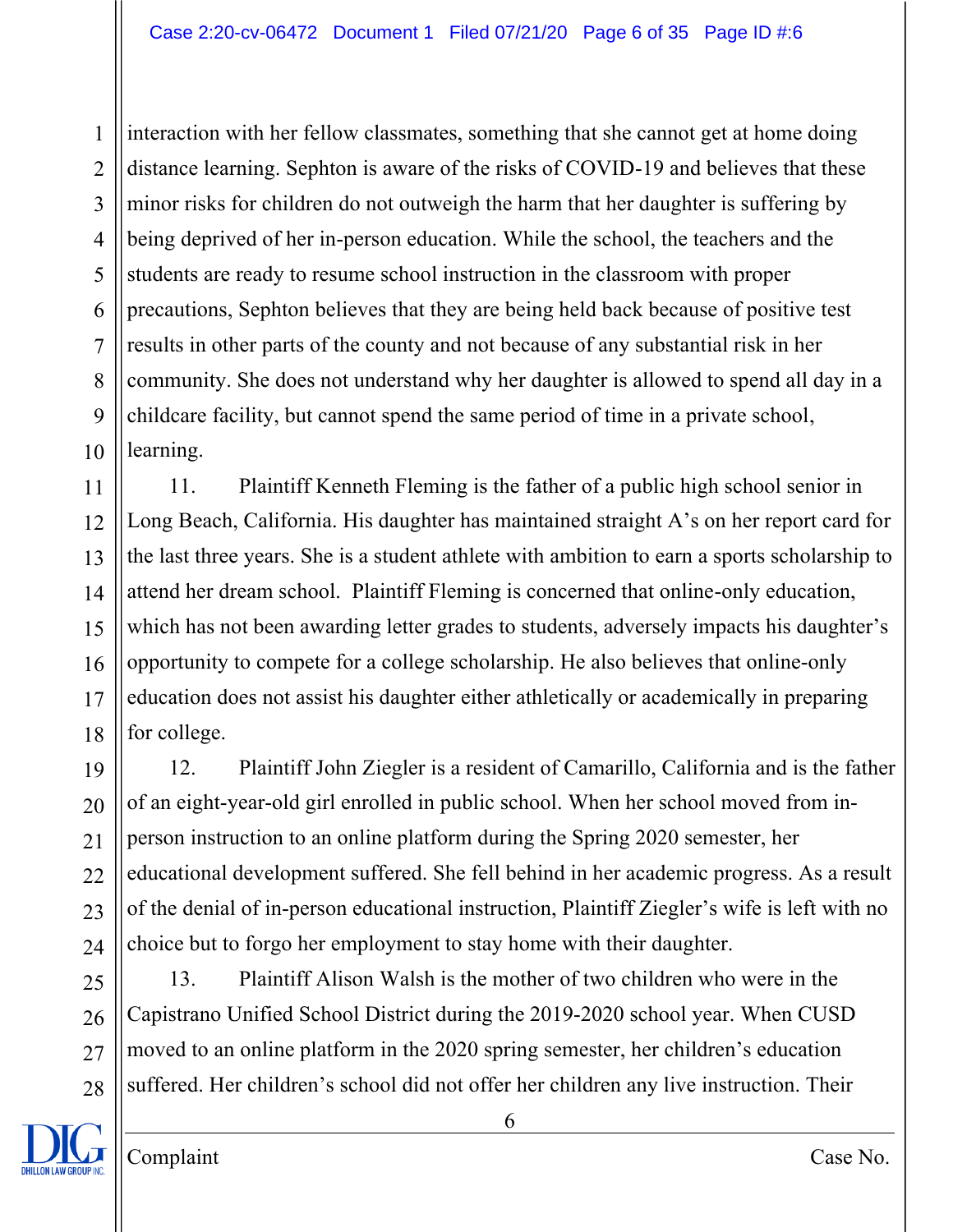interaction with her fellow classmates, something that she cannot get at home doing distance learning. Sephton is aware of the risks of COVID-19 and believes that these minor risks for children do not outweigh the harm that her daughter is suffering by being deprived of her in-person education. While the school, the teachers and the students are ready to resume school instruction in the classroom with proper precautions, Sephton believes that they are being held back because of positive test results in other parts of the county and not because of any substantial risk in her community. She does not understand why her daughter is allowed to spend all day in a childcare facility, but cannot spend the same period of time in a private school, learning.

11. Plaintiff Kenneth Fleming is the father of a public high school senior in Long Beach, California. His daughter has maintained straight A's on her report card for the last three years. She is a student athlete with ambition to earn a sports scholarship to attend her dream school. Plaintiff Fleming is concerned that online-only education, which has not been awarding letter grades to students, adversely impacts his daughter's opportunity to compete for a college scholarship. He also believes that online-only education does not assist his daughter either athletically or academically in preparing for college.

12. Plaintiff John Ziegler is a resident of Camarillo, California and is the father of an eight-year-old girl enrolled in public school. When her school moved from in-person instruction to an online platform during the Spring 2020 semester, her educational development suffered. She fell behind in her academic progress. As a result of the denial of in-person educational instruction, Plaintiff Ziegler's wife is left with no choice but to forgo her employment to stay home with their daughter.

13. Plaintiff Alison Walsh is the mother of two children who were in the Capistrano Unified School District during the 2019-2020 school year. When CUSD moved to an online platform in the 2020 spring semester, her children's education suffered. Her children's school did not offer her children any live instruction. Their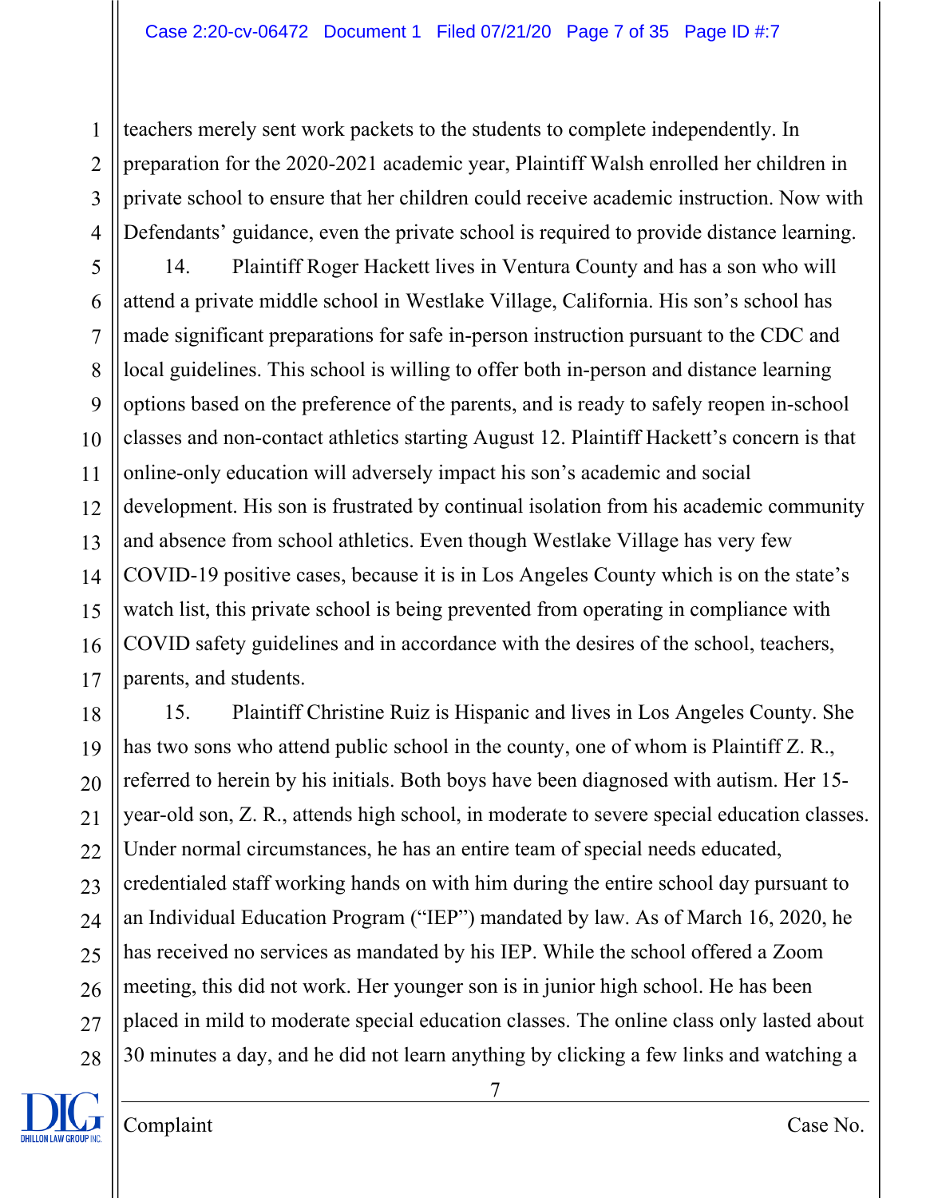teachers merely sent work packets to the students to complete independently. In preparation for the 2020-2021 academic year, Plaintiff Walsh enrolled her children in private school to ensure that her children could receive academic instruction. Now with Defendants' guidance, even the private school is required to provide distance learning.

14. Plaintiff Roger Hackett lives in Ventura County and has a son who will attend a private middle school in Westlake Village, California. His son's school has made significant preparations for safe in-person instruction pursuant to the CDC and local guidelines. This school is willing to offer both in-person and distance learning options based on the preference of the parents, and is ready to safely reopen in-school classes and non-contact athletics starting August 12. Plaintiff Hackett's concern is that online-only education will adversely impact his son's academic and social development. His son is frustrated by continual isolation from his academic community and absence from school athletics. Even though Westlake Village has very few COVID-19 positive cases, because it is in Los Angeles County which is on the state's watch list, this private school is being prevented from operating in compliance with COVID safety guidelines and in accordance with the desires of the school, teachers, parents, and students.

15. Plaintiff Christine Ruiz is Hispanic and lives in Los Angeles County. She has two sons who attend public school in the county, one of whom is Plaintiff Z. R., referred to herein by his initials. Both boys have been diagnosed with autism. Her 15-year-old son, Z. R., attends high school, in moderate to severe special education classes. Under normal circumstances, he has an entire team of special needs educated, credentialed staff working hands on with him during the entire school day pursuant to an Individual Education Program ("IEP") mandated by law. As of March 16, 2020, he has received no services as mandated by his IEP. While the school offered a Zoom meeting, this did not work. Her younger son is in junior high school. He has been placed in mild to moderate special education classes. The online class only lasted about 30 minutes a day, and he did not learn anything by clicking a few links and watching a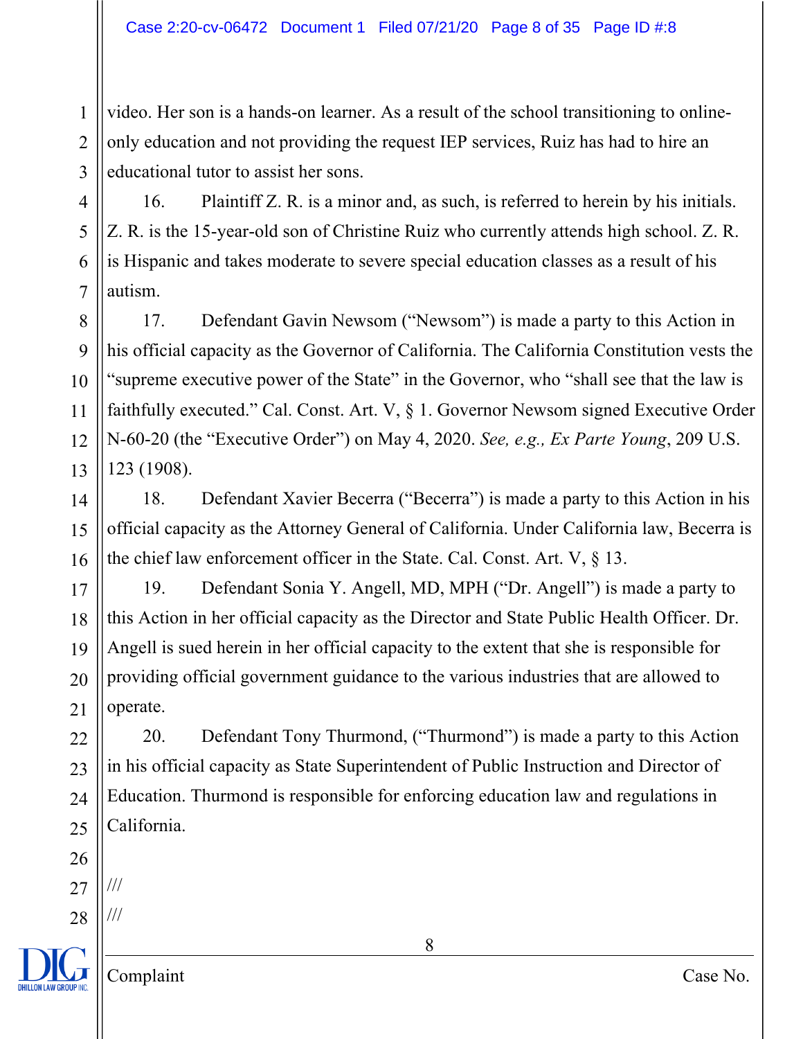video. Her son is a hands-on learner. As a result of the school transitioning to online-only education and not providing the request IEP services, Ruiz has had to hire an educational tutor to assist her sons.

16. Plaintiff Z. R. is a minor and, as such, is referred to herein by his initials. Z. R. is the 15-year-old son of Christine Ruiz who currently attends high school. Z. R. is Hispanic and takes moderate to severe special education classes as a result of his autism.

17. Defendant Gavin Newsom ("Newsom") is made a party to this Action in his official capacity as the Governor of California. The California Constitution vests the "supreme executive power of the State" in the Governor, who "shall see that the law is faithfully executed." Cal. Const. Art. V, § 1. Governor Newsom signed Executive Order N-60-20 (the "Executive Order") on May 4, 2020. *See, e.g., Ex Parte Young*, 209 U.S. 123 (1908).

18. Defendant Xavier Becerra ("Becerra") is made a party to this Action in his official capacity as the Attorney General of California. Under California law, Becerra is the chief law enforcement officer in the State. Cal. Const. Art. V, § 13.

19. Defendant Sonia Y. Angell, MD, MPH ("Dr. Angell") is made a party to this Action in her official capacity as the Director and State Public Health Officer. Dr. Angell is sued herein in her official capacity to the extent that she is responsible for providing official government guidance to the various industries that are allowed to operate.

20. Defendant Tony Thurmond, ("Thurmond") is made a party to this Action in his official capacity as State Superintendent of Public Instruction and Director of Education. Thurmond is responsible for enforcing education law and regulations in California.

///

///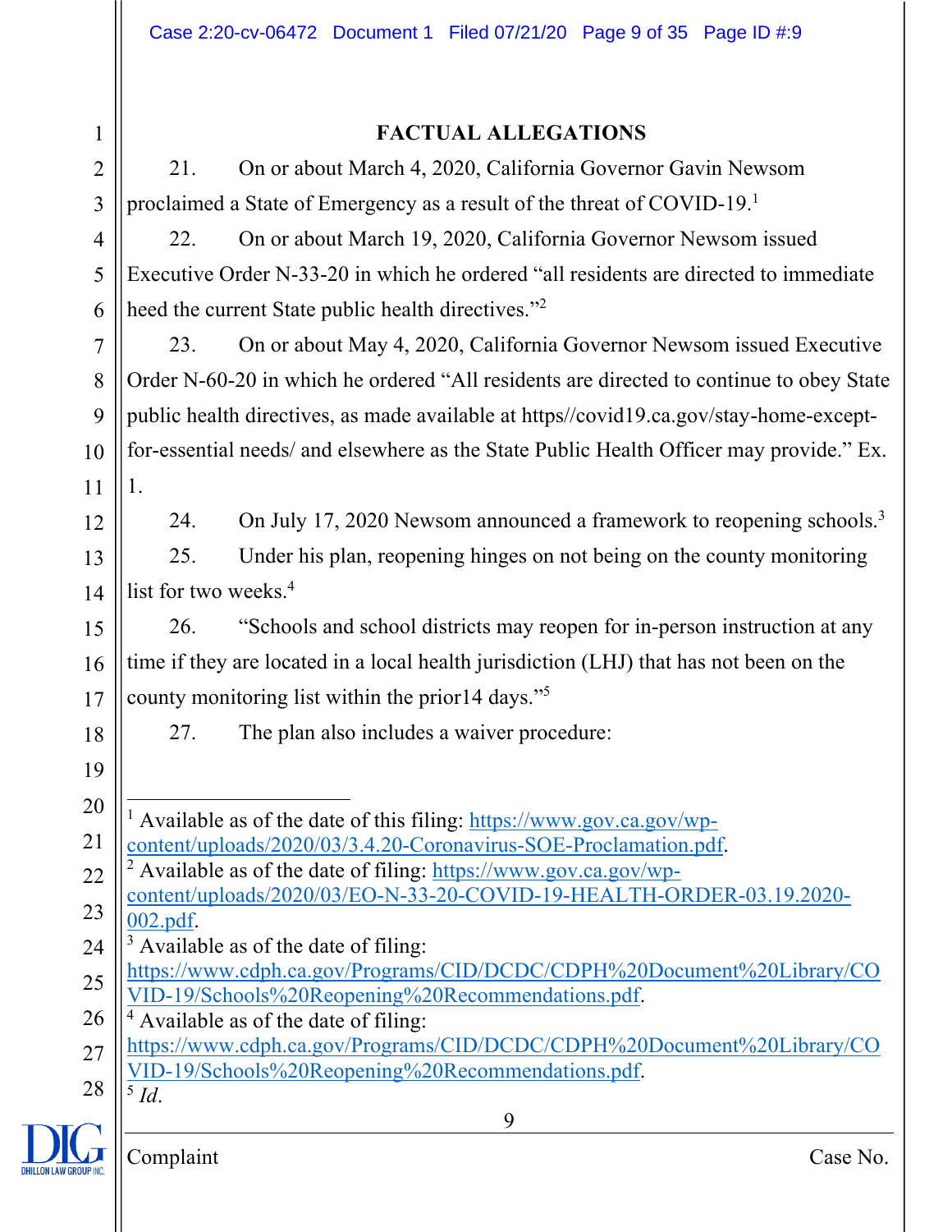## FACTUAL ALLEGATIONS

21. On or about March 4, 2020, California Governor Gavin Newsom proclaimed a State of Emergency as a result of the threat of COVID-19.[1]

22. On or about March 19, 2020, California Governor Newsom issued Executive Order N-33-20 in which he ordered "all residents are directed to immediate heed the current State public health directives."[2]

23. On or about May 4, 2020, California Governor Newsom issued Executive Order N-60-20 in which he ordered "All residents are directed to continue to obey State public health directives, as made available at https//covid19.ca.gov/stay-home-except-for-essential needs/ and elsewhere as the State Public Health Officer may provide." Ex. 1.

24. On July 17, 2020 Newsom announced a framework to reopening schools.[3]

25. Under his plan, reopening hinges on not being on the county monitoring list for two weeks.[4]

26. "Schools and school districts may reopen for in-person instruction at any time if they are located in a local health jurisdiction (LHJ) that has not been on the county monitoring list within the prior14 days."[5]

27. The plan also includes a waiver procedure:

---

[1] Available as of the date of this filing: https://www.gov.ca.gov/wp-content/uploads/2020/03/3.4.20-Coronavirus-SOE-Proclamation.pdf.

[2] Available as of the date of filing: https://www.gov.ca.gov/wp-content/uploads/2020/03/EO-N-33-20-COVID-19-HEALTH-ORDER-03.19.2020-002.pdf.

[3] Available as of the date of filing: https://www.cdph.ca.gov/Programs/CID/DCDC/CDPH%20Document%20Library/COVID-19/Schools%20Reopening%20Recommendations.pdf.

[4] Available as of the date of filing: https://www.cdph.ca.gov/Programs/CID/DCDC/CDPH%20Document%20Library/COVID-19/Schools%20Reopening%20Recommendations.pdf.

[5] *Id*.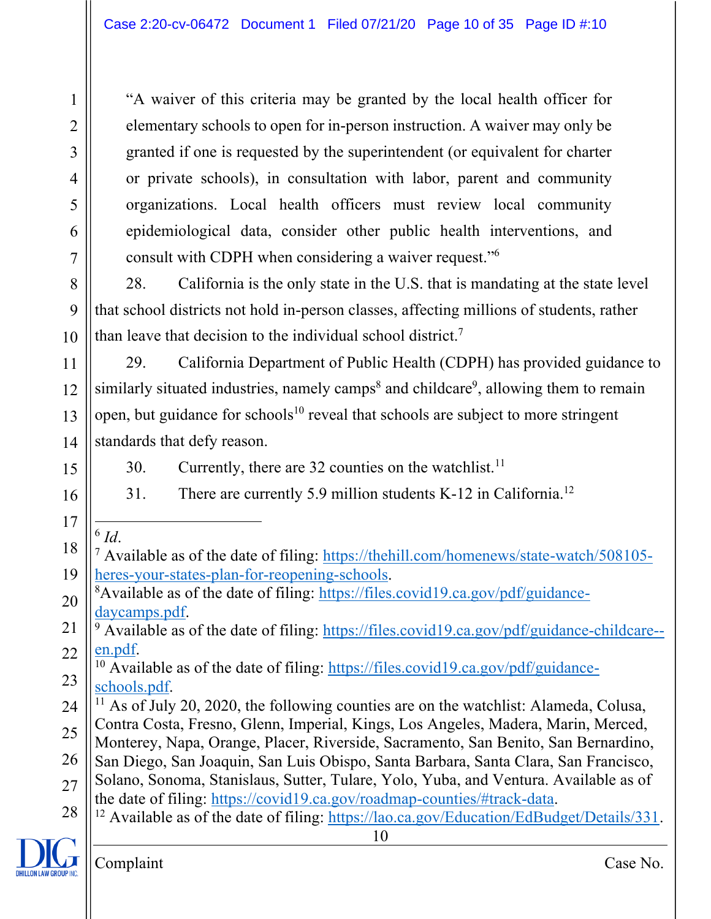"A waiver of this criteria may be granted by the local health officer for elementary schools to open for in-person instruction. A waiver may only be granted if one is requested by the superintendent (or equivalent for charter or private schools), in consultation with labor, parent and community organizations. Local health officers must review local community epidemiological data, consider other public health interventions, and consult with CDPH when considering a waiver request."[6]

28. California is the only state in the U.S. that is mandating at the state level that school districts not hold in-person classes, affecting millions of students, rather than leave that decision to the individual school district.[7]

29. California Department of Public Health (CDPH) has provided guidance to similarly situated industries, namely camps[8] and childcare[9], allowing them to remain open, but guidance for schools[10] reveal that schools are subject to more stringent standards that defy reason.

30. Currently, there are 32 counties on the watchlist.[11]

31. There are currently 5.9 million students K-12 in California.[12]

---

[6] *Id*.

[7] Available as of the date of filing: https://thehill.com/homenews/state-watch/508105-heres-your-states-plan-for-reopening-schools.

[8] Available as of the date of filing: https://files.covid19.ca.gov/pdf/guidance-daycamps.pdf.

[9] Available as of the date of filing: https://files.covid19.ca.gov/pdf/guidance-childcare--en.pdf.

[10] Available as of the date of filing: https://files.covid19.ca.gov/pdf/guidance-schools.pdf.

[11] As of July 20, 2020, the following counties are on the watchlist: Alameda, Colusa, Contra Costa, Fresno, Glenn, Imperial, Kings, Los Angeles, Madera, Marin, Merced, Monterey, Napa, Orange, Placer, Riverside, Sacramento, San Benito, San Bernardino, San Diego, San Joaquin, San Luis Obispo, Santa Barbara, Santa Clara, San Francisco, Solano, Sonoma, Stanislaus, Sutter, Tulare, Yolo, Yuba, and Ventura. Available as of the date of filing: https://covid19.ca.gov/roadmap-counties/#track-data.

[12] Available as of the date of filing: https://lao.ca.gov/Education/EdBudget/Details/331.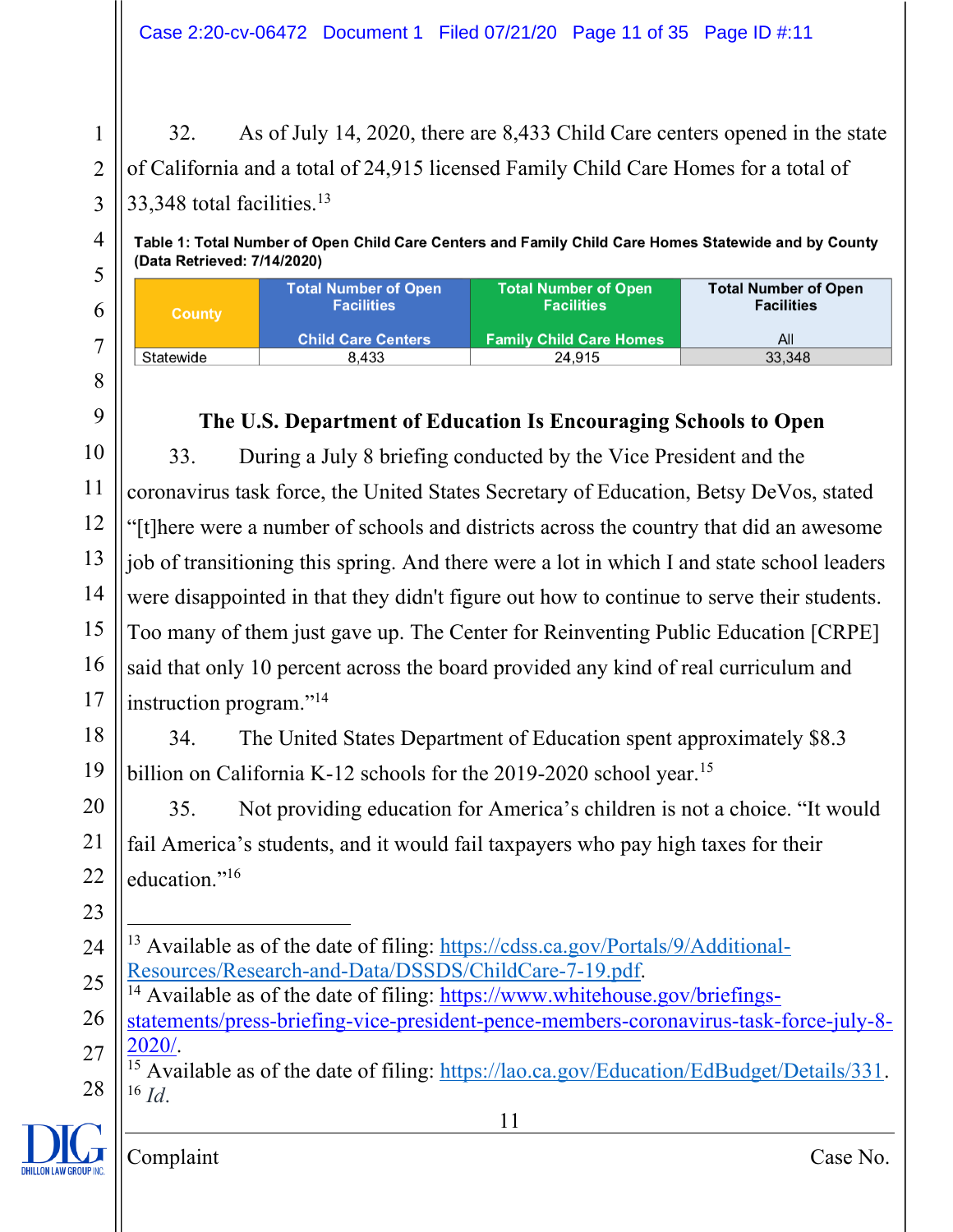32. As of July 14, 2020, there are 8,433 Child Care centers opened in the state of California and a total of 24,915 licensed Family Child Care Homes for a total of 33,348 total facilities.[13]

**Table 1: Total Number of Open Child Care Centers and Family Child Care Homes Statewide and by County (Data Retrieved: 7/14/2020)**

| County | Total Number of Open Facilities<br><br>Child Care Centers | Total Number of Open Facilities<br><br>Family Child Care Homes | Total Number of Open Facilities<br><br>All |
|---|---|---|---|
| Statewide | 8,433 | 24,915 | 33,348 |

**The U.S. Department of Education Is Encouraging Schools to Open**

33. During a July 8 briefing conducted by the Vice President and the coronavirus task force, the United States Secretary of Education, Betsy DeVos, stated "[t]here were a number of schools and districts across the country that did an awesome job of transitioning this spring. And there were a lot in which I and state school leaders were disappointed in that they didn't figure out how to continue to serve their students. Too many of them just gave up. The Center for Reinventing Public Education [CRPE] said that only 10 percent across the board provided any kind of real curriculum and instruction program."[14]

34. The United States Department of Education spent approximately $8.3 billion on California K-12 schools for the 2019-2020 school year.[15]

35. Not providing education for America's children is not a choice. "It would fail America's students, and it would fail taxpayers who pay high taxes for their education."[16]

---

[13] Available as of the date of filing: https://cdss.ca.gov/Portals/9/Additional-Resources/Research-and-Data/DSSDS/ChildCare-7-19.pdf.

[14] Available as of the date of filing: https://www.whitehouse.gov/briefings-statements/press-briefing-vice-president-pence-members-coronavirus-task-force-july-8-2020/.

[15] Available as of the date of filing: https://lao.ca.gov/Education/EdBudget/Details/331.

[16] *Id.*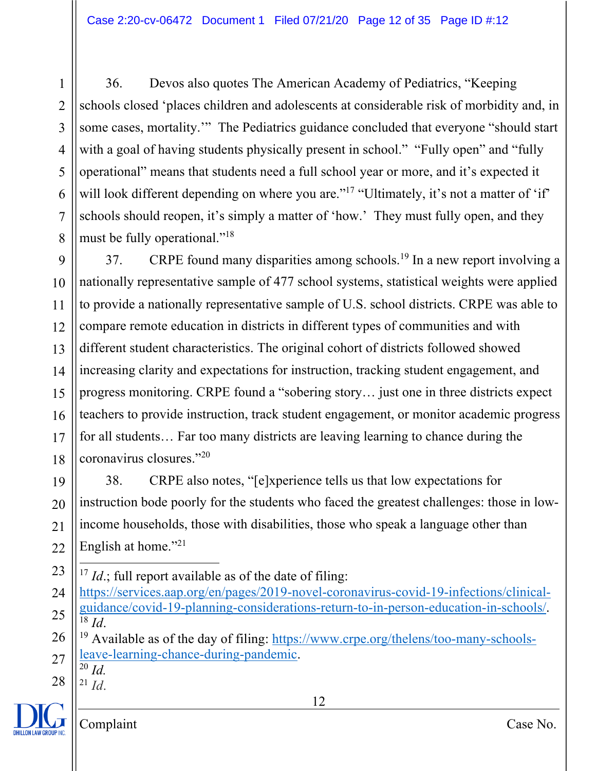36. Devos also quotes The American Academy of Pediatrics, "Keeping schools closed 'places children and adolescents at considerable risk of morbidity and, in some cases, mortality.'" The Pediatrics guidance concluded that everyone "should start with a goal of having students physically present in school." "Fully open" and "fully operational" means that students need a full school year or more, and it's expected it will look different depending on where you are."[17] "Ultimately, it's not a matter of 'if' schools should reopen, it's simply a matter of 'how.' They must fully open, and they must be fully operational."[18]

37. CRPE found many disparities among schools.[19] In a new report involving a nationally representative sample of 477 school systems, statistical weights were applied to provide a nationally representative sample of U.S. school districts. CRPE was able to compare remote education in districts in different types of communities and with different student characteristics. The original cohort of districts followed showed increasing clarity and expectations for instruction, tracking student engagement, and progress monitoring. CRPE found a "sobering story… just one in three districts expect teachers to provide instruction, track student engagement, or monitor academic progress for all students… Far too many districts are leaving learning to chance during the coronavirus closures."[20]

38. CRPE also notes, "[e]xperience tells us that low expectations for instruction bode poorly for the students who faced the greatest challenges: those in low-income households, those with disabilities, those who speak a language other than English at home."[21]

---

[17] *Id.*; full report available as of the date of filing: https://services.aap.org/en/pages/2019-novel-coronavirus-covid-19-infections/clinical-guidance/covid-19-planning-considerations-return-to-in-person-education-in-schools/.

[18] *Id.*

[19] Available as of the day of filing: https://www.crpe.org/thelens/too-many-schools-leave-learning-chance-during-pandemic.

[20] *Id.*

[21] *Id.*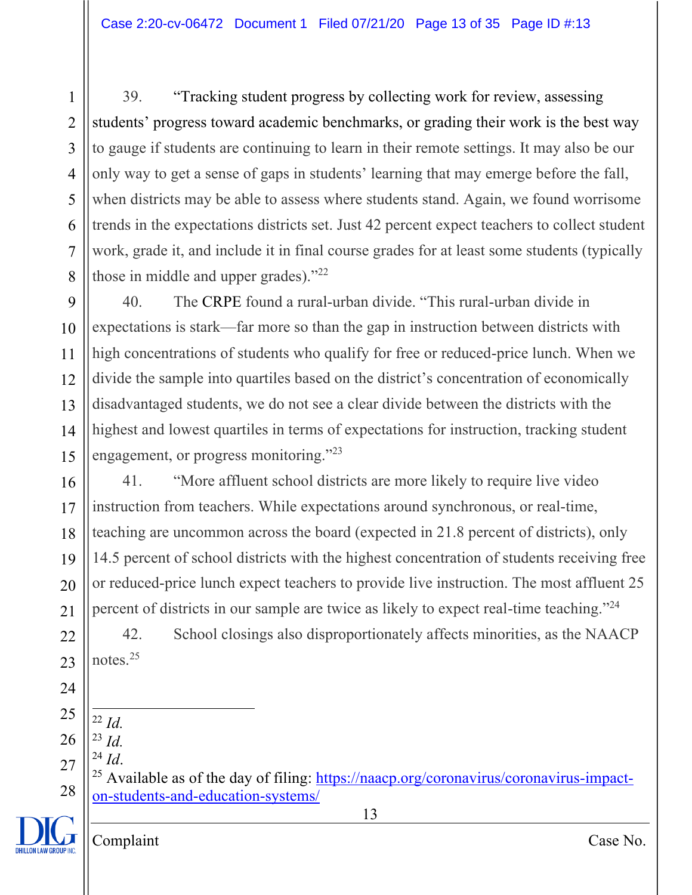39. "Tracking student progress by collecting work for review, assessing students' progress toward academic benchmarks, or grading their work is the best way to gauge if students are continuing to learn in their remote settings. It may also be our only way to get a sense of gaps in students' learning that may emerge before the fall, when districts may be able to assess where students stand. Again, we found worrisome trends in the expectations districts set. Just 42 percent expect teachers to collect student work, grade it, and include it in final course grades for at least some students (typically those in middle and upper grades)."[22]

40. The CRPE found a rural-urban divide. "This rural-urban divide in expectations is stark—far more so than the gap in instruction between districts with high concentrations of students who qualify for free or reduced-price lunch. When we divide the sample into quartiles based on the district's concentration of economically disadvantaged students, we do not see a clear divide between the districts with the highest and lowest quartiles in terms of expectations for instruction, tracking student engagement, or progress monitoring."[23]

41. "More affluent school districts are more likely to require live video instruction from teachers. While expectations around synchronous, or real-time, teaching are uncommon across the board (expected in 21.8 percent of districts), only 14.5 percent of school districts with the highest concentration of students receiving free or reduced-price lunch expect teachers to provide live instruction. The most affluent 25 percent of districts in our sample are twice as likely to expect real-time teaching."[24]

42. School closings also disproportionately affects minorities, as the NAACP notes.[25]

---

[22] *Id.*
[23] *Id.*
[24] *Id.*
[25] Available as of the day of filing: https://naacp.org/coronavirus/coronavirus-impact-on-students-and-education-systems/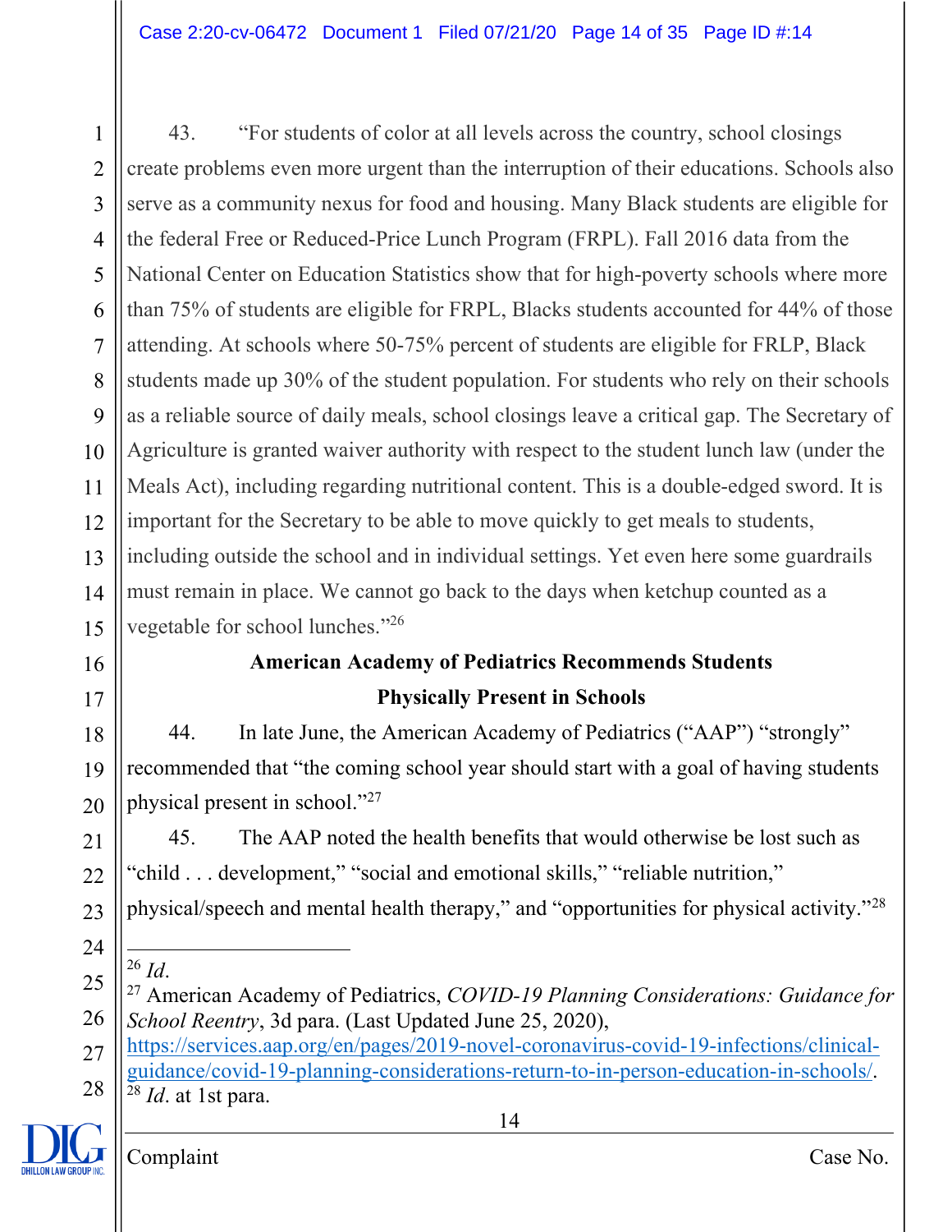43. "For students of color at all levels across the country, school closings create problems even more urgent than the interruption of their educations. Schools also serve as a community nexus for food and housing. Many Black students are eligible for the federal Free or Reduced-Price Lunch Program (FRPL). Fall 2016 data from the National Center on Education Statistics show that for high-poverty schools where more than 75% of students are eligible for FRPL, Blacks students accounted for 44% of those attending. At schools where 50-75% percent of students are eligible for FRLP, Black students made up 30% of the student population. For students who rely on their schools as a reliable source of daily meals, school closings leave a critical gap. The Secretary of Agriculture is granted waiver authority with respect to the student lunch law (under the Meals Act), including regarding nutritional content. This is a double-edged sword. It is important for the Secretary to be able to move quickly to get meals to students, including outside the school and in individual settings. Yet even here some guardrails must remain in place. We cannot go back to the days when ketchup counted as a vegetable for school lunches."[26]

**American Academy of Pediatrics Recommends Students Physically Present in Schools**

44. In late June, the American Academy of Pediatrics ("AAP") "strongly" recommended that "the coming school year should start with a goal of having students physical present in school."[27]

45. The AAP noted the health benefits that would otherwise be lost such as "child . . . development," "social and emotional skills," "reliable nutrition," physical/speech and mental health therapy," and "opportunities for physical activity."[28]

---

[26] *Id*.

[27] American Academy of Pediatrics, *COVID-19 Planning Considerations: Guidance for School Reentry*, 3d para. (Last Updated June 25, 2020), https://services.aap.org/en/pages/2019-novel-coronavirus-covid-19-infections/clinical-guidance/covid-19-planning-considerations-return-to-in-person-education-in-schools/.

[28] *Id*. at 1st para.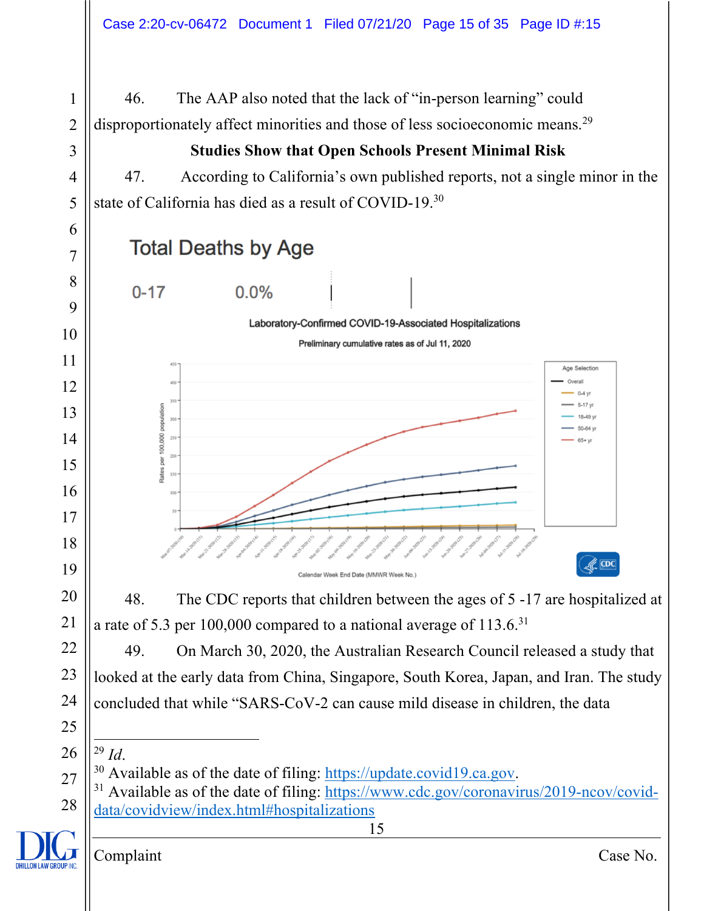46. The AAP also noted that the lack of "in-person learning" could disproportionately affect minorities and those of less socioeconomic means.[29]

**Studies Show that Open Schools Present Minimal Risk**

47. According to California's own published reports, not a single minor in the state of California has died as a result of COVID-19.[30]

Total Deaths by Age

0-17 0.0%

Laboratory-Confirmed COVID-19-Associated Hospitalizations

Preliminary cumulative rates as of Jul 11, 2020

48. The CDC reports that children between the ages of 5 -17 are hospitalized at a rate of 5.3 per 100,000 compared to a national average of 113.6.[31]

49. On March 30, 2020, the Australian Research Council released a study that looked at the early data from China, Singapore, South Korea, Japan, and Iran. The study concluded that while "SARS-CoV-2 can cause mild disease in children, the data

---

[29] *Id*.

[30] Available as of the date of filing: https://update.covid19.ca.gov.

[31] Available as of the date of filing: https://www.cdc.gov/coronavirus/2019-ncov/covid-data/covidview/index.html#hospitalizations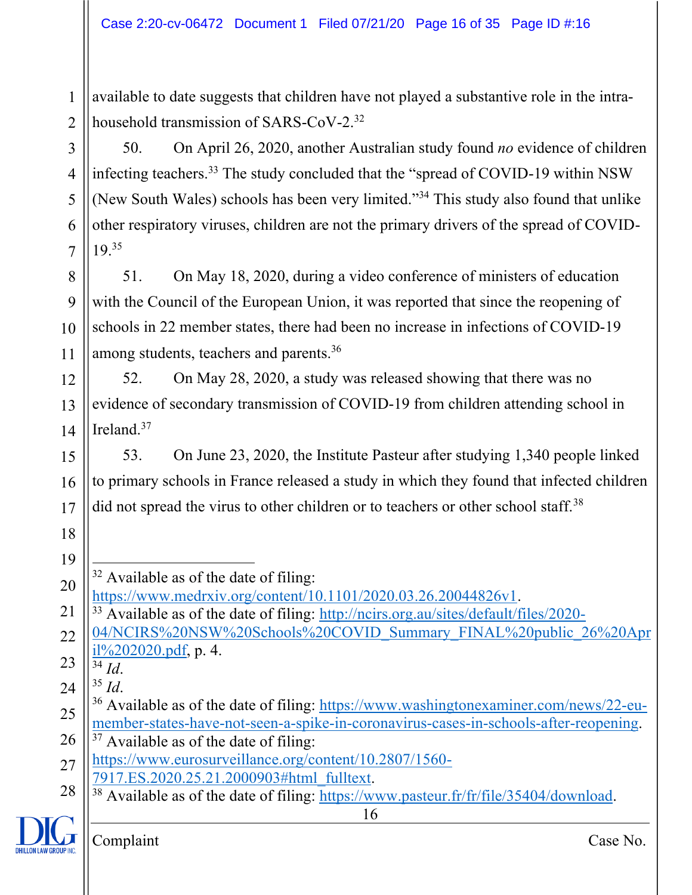available to date suggests that children have not played a substantive role in the intra-household transmission of SARS-CoV-2.[32]

50. On April 26, 2020, another Australian study found *no* evidence of children infecting teachers.[33] The study concluded that the "spread of COVID-19 within NSW (New South Wales) schools has been very limited."[34] This study also found that unlike other respiratory viruses, children are not the primary drivers of the spread of COVID-19.[35]

51. On May 18, 2020, during a video conference of ministers of education with the Council of the European Union, it was reported that since the reopening of schools in 22 member states, there had been no increase in infections of COVID-19 among students, teachers and parents.[36]

52. On May 28, 2020, a study was released showing that there was no evidence of secondary transmission of COVID-19 from children attending school in Ireland.[37]

53. On June 23, 2020, the Institute Pasteur after studying 1,340 people linked to primary schools in France released a study in which they found that infected children did not spread the virus to other children or to teachers or other school staff.[38]

---

[32] Available as of the date of filing: https://www.medrxiv.org/content/10.1101/2020.03.26.20044826v1.

[33] Available as of the date of filing: http://ncirs.org.au/sites/default/files/2020-04/NCIRS%20NSW%20Schools%20COVID_Summary_FINAL%20public_26%20April%202020.pdf, p. 4.

[34] *Id*.

[35] *Id*.

[36] Available as of the date of filing: https://www.washingtonexaminer.com/news/22-eu-member-states-have-not-seen-a-spike-in-coronavirus-cases-in-schools-after-reopening.

[37] Available as of the date of filing: https://www.eurosurveillance.org/content/10.2807/1560-7917.ES.2020.25.21.2000903#html_fulltext.

[38] Available as of the date of filing: https://www.pasteur.fr/fr/file/35404/download.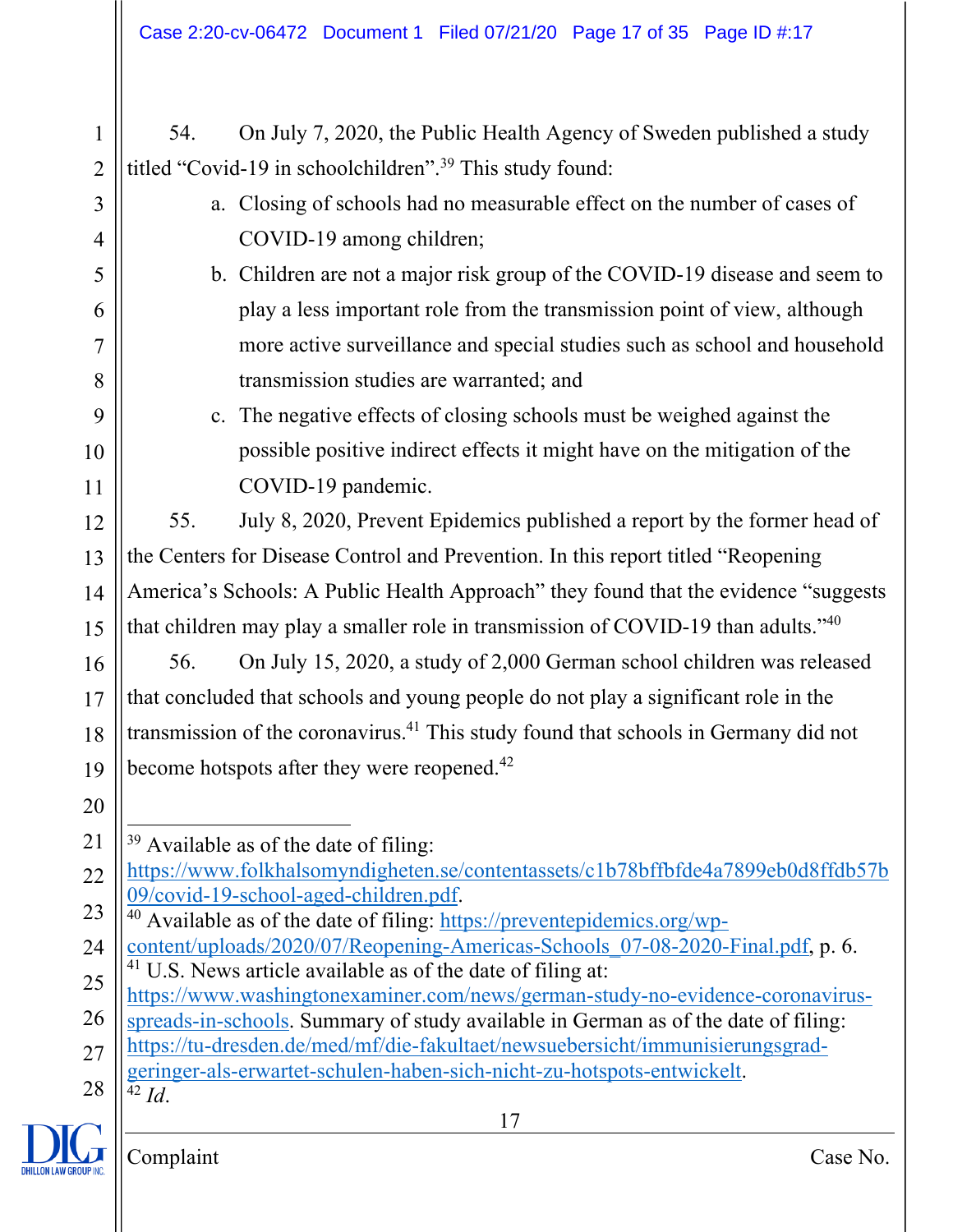54. On July 7, 2020, the Public Health Agency of Sweden published a study titled "Covid-19 in schoolchildren".[39] This study found:

a. Closing of schools had no measurable effect on the number of cases of COVID-19 among children;

b. Children are not a major risk group of the COVID-19 disease and seem to play a less important role from the transmission point of view, although more active surveillance and special studies such as school and household transmission studies are warranted; and

c. The negative effects of closing schools must be weighed against the possible positive indirect effects it might have on the mitigation of the COVID-19 pandemic.

55. July 8, 2020, Prevent Epidemics published a report by the former head of the Centers for Disease Control and Prevention. In this report titled "Reopening America's Schools: A Public Health Approach" they found that the evidence "suggests that children may play a smaller role in transmission of COVID-19 than adults."[40]

56. On July 15, 2020, a study of 2,000 German school children was released that concluded that schools and young people do not play a significant role in the transmission of the coronavirus.[41] This study found that schools in Germany did not become hotspots after they were reopened.[42]

---

[39] Available as of the date of filing: https://www.folkhalsomyndigheten.se/contentassets/c1b78bffbfde4a7899eb0d8ffdb57b09/covid-19-school-aged-children.pdf.

[40] Available as of the date of filing: https://preventepidemics.org/wp-content/uploads/2020/07/Reopening-Americas-Schools_07-08-2020-Final.pdf, p. 6.

[41] U.S. News article available as of the date of filing at: https://www.washingtonexaminer.com/news/german-study-no-evidence-coronavirus-spreads-in-schools. Summary of study available in German as of the date of filing: https://tu-dresden.de/med/mf/die-fakultaet/newsuebersicht/immunisierungsgrad-geringer-als-erwartet-schulen-haben-sich-nicht-zu-hotspots-entwickelt.

[42] *Id*.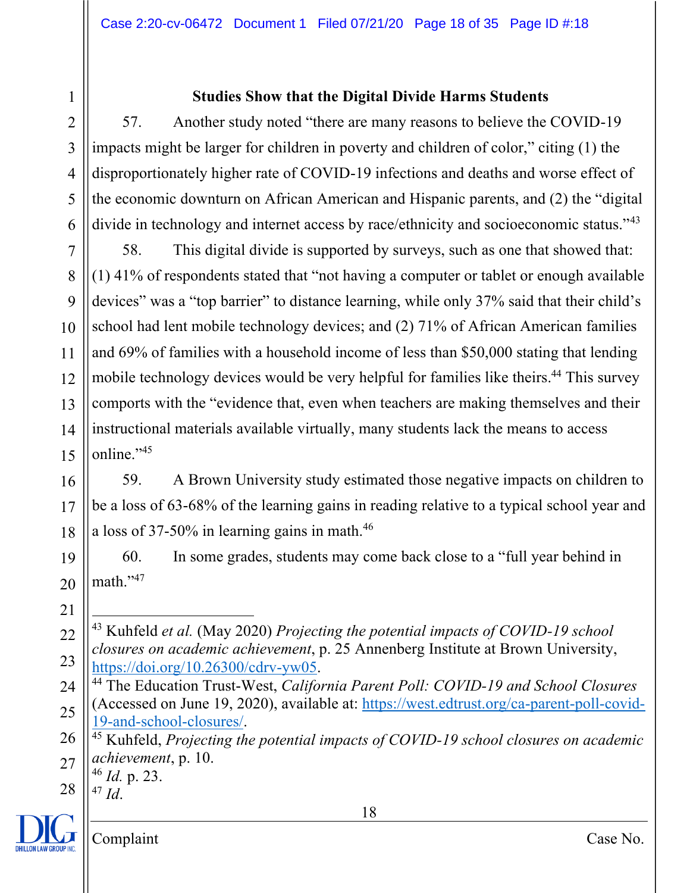**Studies Show that the Digital Divide Harms Students**

57. Another study noted "there are many reasons to believe the COVID-19 impacts might be larger for children in poverty and children of color," citing (1) the disproportionately higher rate of COVID-19 infections and deaths and worse effect of the economic downturn on African American and Hispanic parents, and (2) the "digital divide in technology and internet access by race/ethnicity and socioeconomic status."[43]

58. This digital divide is supported by surveys, such as one that showed that: (1) 41% of respondents stated that "not having a computer or tablet or enough available devices" was a "top barrier" to distance learning, while only 37% said that their child's school had lent mobile technology devices; and (2) 71% of African American families and 69% of families with a household income of less than $50,000 stating that lending mobile technology devices would be very helpful for families like theirs.[44] This survey comports with the "evidence that, even when teachers are making themselves and their instructional materials available virtually, many students lack the means to access online."[45]

59. A Brown University study estimated those negative impacts on children to be a loss of 63-68% of the learning gains in reading relative to a typical school year and a loss of 37-50% in learning gains in math.[46]

60. In some grades, students may come back close to a "full year behind in math."[47]

---

[43] Kuhfeld *et al.* (May 2020) *Projecting the potential impacts of COVID-19 school closures on academic achievement*, p. 25 Annenberg Institute at Brown University, https://doi.org/10.26300/cdrv-yw05.

[44] The Education Trust-West, *California Parent Poll: COVID-19 and School Closures* (Accessed on June 19, 2020), available at: https://west.edtrust.org/ca-parent-poll-covid-19-and-school-closures/.

[45] Kuhfeld, *Projecting the potential impacts of COVID-19 school closures on academic achievement*, p. 10.

[46] *Id.* p. 23.

[47] *Id.*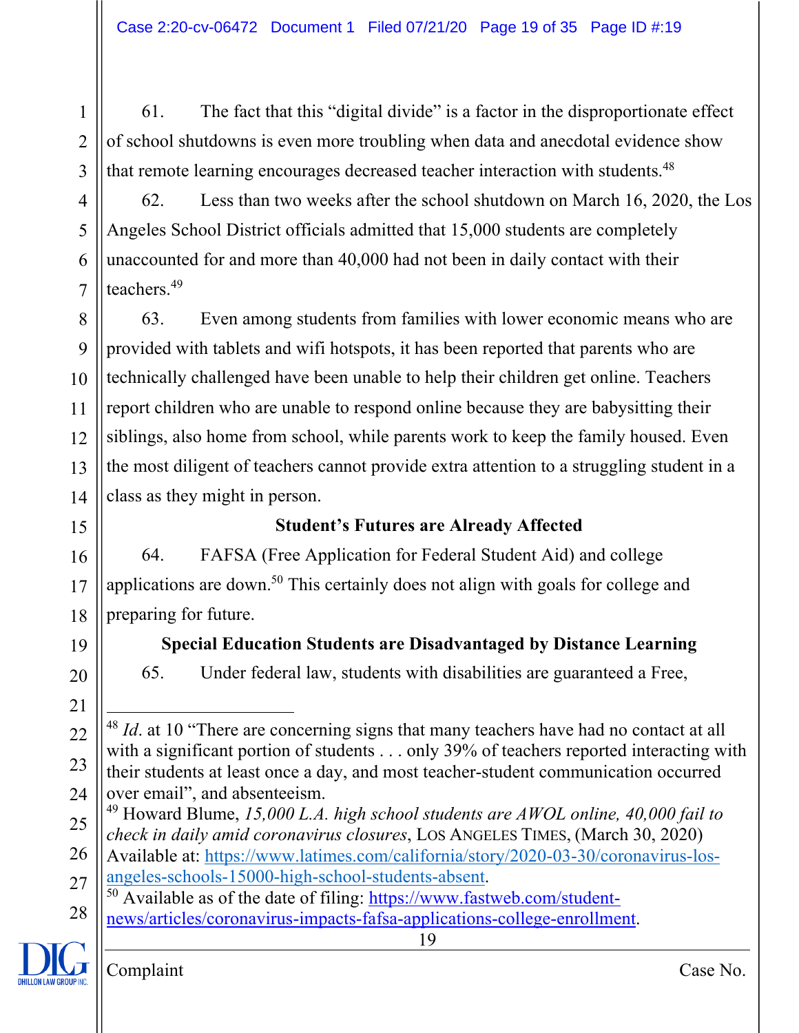61. The fact that this "digital divide" is a factor in the disproportionate effect of school shutdowns is even more troubling when data and anecdotal evidence show that remote learning encourages decreased teacher interaction with students.[48]

62. Less than two weeks after the school shutdown on March 16, 2020, the Los Angeles School District officials admitted that 15,000 students are completely unaccounted for and more than 40,000 had not been in daily contact with their teachers.[49]

63. Even among students from families with lower economic means who are provided with tablets and wifi hotspots, it has been reported that parents who are technically challenged have been unable to help their children get online. Teachers report children who are unable to respond online because they are babysitting their siblings, also home from school, while parents work to keep the family housed. Even the most diligent of teachers cannot provide extra attention to a struggling student in a class as they might in person.

**Student's Futures are Already Affected**

64. FAFSA (Free Application for Federal Student Aid) and college applications are down.[50] This certainly does not align with goals for college and preparing for future.

**Special Education Students are Disadvantaged by Distance Learning**

65. Under federal law, students with disabilities are guaranteed a Free,

---

[48] *Id*. at 10 "There are concerning signs that many teachers have had no contact at all with a significant portion of students . . . only 39% of teachers reported interacting with their students at least once a day, and most teacher-student communication occurred over email", and absenteeism.

[49] Howard Blume, *15,000 L.A. high school students are AWOL online, 40,000 fail to check in daily amid coronavirus closures*, LOS ANGELES TIMES, (March 30, 2020) Available at: https://www.latimes.com/california/story/2020-03-30/coronavirus-los-angeles-schools-15000-high-school-students-absent.

[50] Available as of the date of filing: https://www.fastweb.com/student-news/articles/coronavirus-impacts-fafsa-applications-college-enrollment.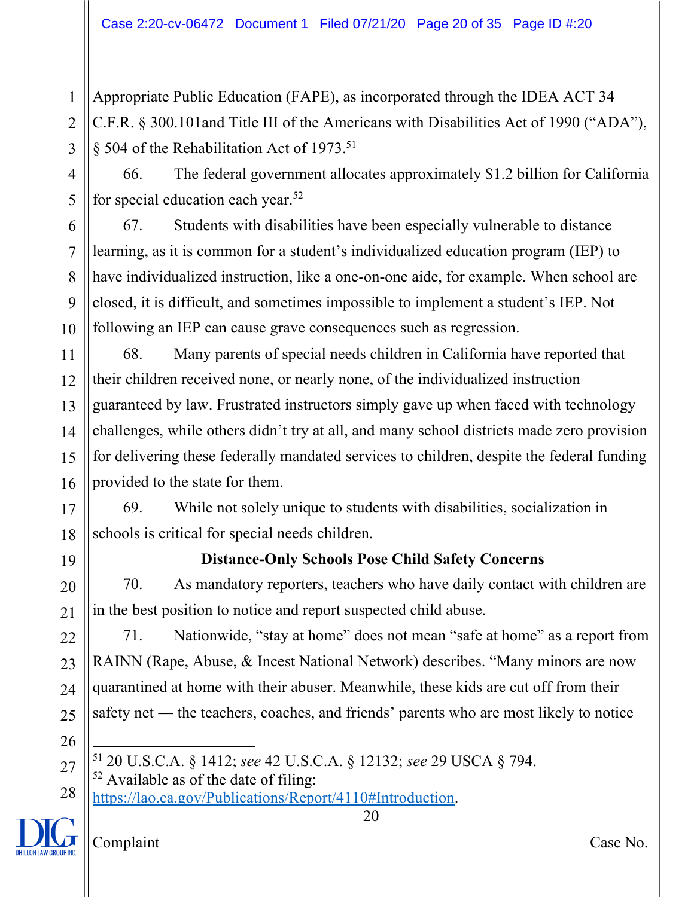Appropriate Public Education (FAPE), as incorporated through the IDEA ACT 34 C.F.R. § 300.101and Title III of the Americans with Disabilities Act of 1990 ("ADA"), § 504 of the Rehabilitation Act of 1973.[51]

66. The federal government allocates approximately $1.2 billion for California for special education each year.[52]

67. Students with disabilities have been especially vulnerable to distance learning, as it is common for a student's individualized education program (IEP) to have individualized instruction, like a one-on-one aide, for example. When school are closed, it is difficult, and sometimes impossible to implement a student's IEP. Not following an IEP can cause grave consequences such as regression.

68. Many parents of special needs children in California have reported that their children received none, or nearly none, of the individualized instruction guaranteed by law. Frustrated instructors simply gave up when faced with technology challenges, while others didn't try at all, and many school districts made zero provision for delivering these federally mandated services to children, despite the federal funding provided to the state for them.

69. While not solely unique to students with disabilities, socialization in schools is critical for special needs children.

**Distance-Only Schools Pose Child Safety Concerns**

70. As mandatory reporters, teachers who have daily contact with children are in the best position to notice and report suspected child abuse.

71. Nationwide, "stay at home" does not mean "safe at home" as a report from RAINN (Rape, Abuse, & Incest National Network) describes. "Many minors are now quarantined at home with their abuser. Meanwhile, these kids are cut off from their safety net — the teachers, coaches, and friends' parents who are most likely to notice

---

[51] 20 U.S.C.A. § 1412; *see* 42 U.S.C.A. § 12132; *see* 29 USCA § 794.

[52] Available as of the date of filing: https://lao.ca.gov/Publications/Report/4110#Introduction.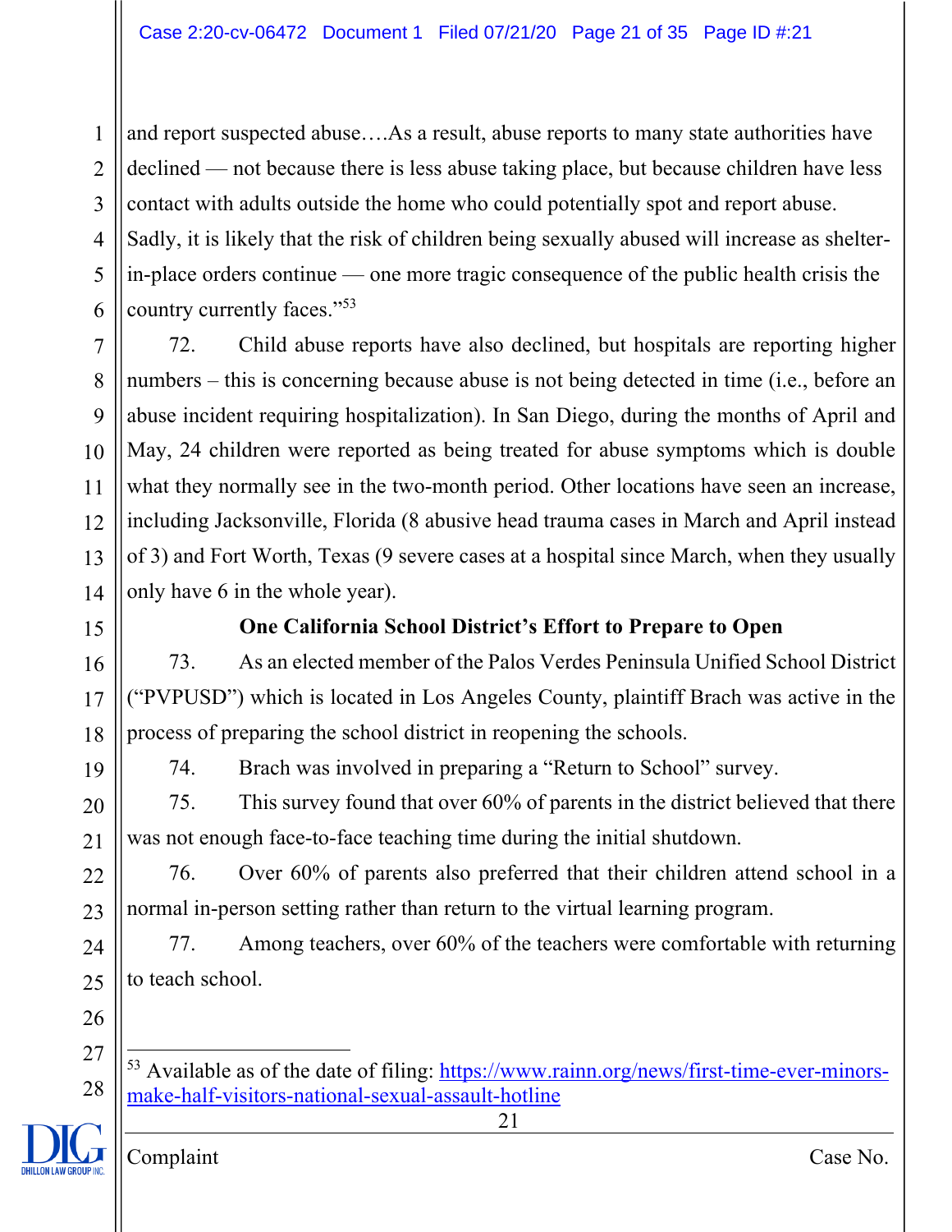and report suspected abuse….As a result, abuse reports to many state authorities have declined — not because there is less abuse taking place, but because children have less contact with adults outside the home who could potentially spot and report abuse. Sadly, it is likely that the risk of children being sexually abused will increase as shelter-in-place orders continue — one more tragic consequence of the public health crisis the country currently faces."[53]

72. Child abuse reports have also declined, but hospitals are reporting higher numbers – this is concerning because abuse is not being detected in time (i.e., before an abuse incident requiring hospitalization). In San Diego, during the months of April and May, 24 children were reported as being treated for abuse symptoms which is double what they normally see in the two-month period. Other locations have seen an increase, including Jacksonville, Florida (8 abusive head trauma cases in March and April instead of 3) and Fort Worth, Texas (9 severe cases at a hospital since March, when they usually only have 6 in the whole year).

**One California School District's Effort to Prepare to Open**

73. As an elected member of the Palos Verdes Peninsula Unified School District ("PVPUSD") which is located in Los Angeles County, plaintiff Brach was active in the process of preparing the school district in reopening the schools.

74. Brach was involved in preparing a "Return to School" survey.

75. This survey found that over 60% of parents in the district believed that there was not enough face-to-face teaching time during the initial shutdown.

76. Over 60% of parents also preferred that their children attend school in a normal in-person setting rather than return to the virtual learning program.

77. Among teachers, over 60% of the teachers were comfortable with returning to teach school.

---

[53] Available as of the date of filing: https://www.rainn.org/news/first-time-ever-minors-make-half-visitors-national-sexual-assault-hotline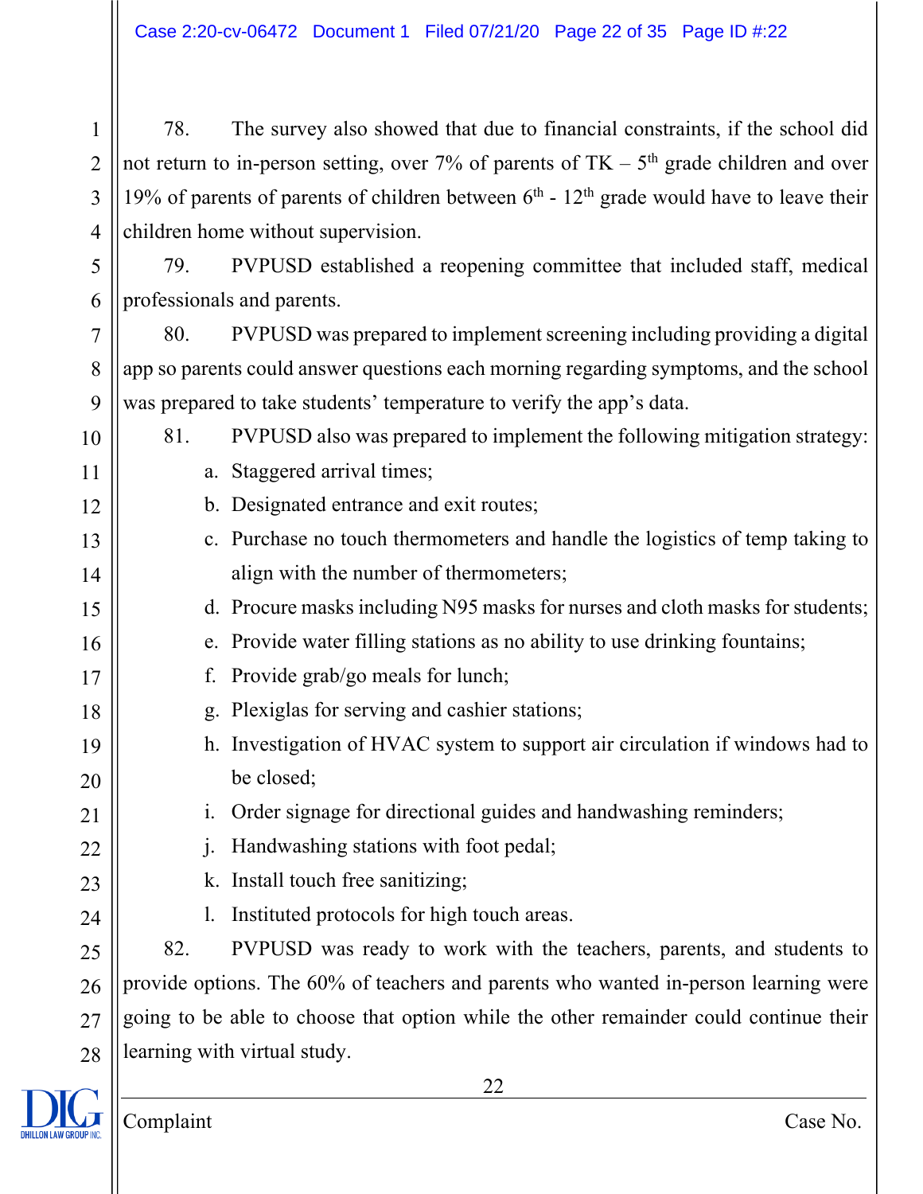78. The survey also showed that due to financial constraints, if the school did not return to in-person setting, over 7% of parents of TK – 5th grade children and over 19% of parents of parents of children between 6th - 12th grade would have to leave their children home without supervision.

79. PVPUSD established a reopening committee that included staff, medical professionals and parents.

80. PVPUSD was prepared to implement screening including providing a digital app so parents could answer questions each morning regarding symptoms, and the school was prepared to take students' temperature to verify the app's data.

81. PVPUSD also was prepared to implement the following mitigation strategy:

a. Staggered arrival times;
b. Designated entrance and exit routes;
c. Purchase no touch thermometers and handle the logistics of temp taking to align with the number of thermometers;
d. Procure masks including N95 masks for nurses and cloth masks for students;
e. Provide water filling stations as no ability to use drinking fountains;
f. Provide grab/go meals for lunch;
g. Plexiglas for serving and cashier stations;
h. Investigation of HVAC system to support air circulation if windows had to be closed;
i. Order signage for directional guides and handwashing reminders;
j. Handwashing stations with foot pedal;
k. Install touch free sanitizing;
l. Instituted protocols for high touch areas.

82. PVPUSD was ready to work with the teachers, parents, and students to provide options. The 60% of teachers and parents who wanted in-person learning were going to be able to choose that option while the other remainder could continue their learning with virtual study.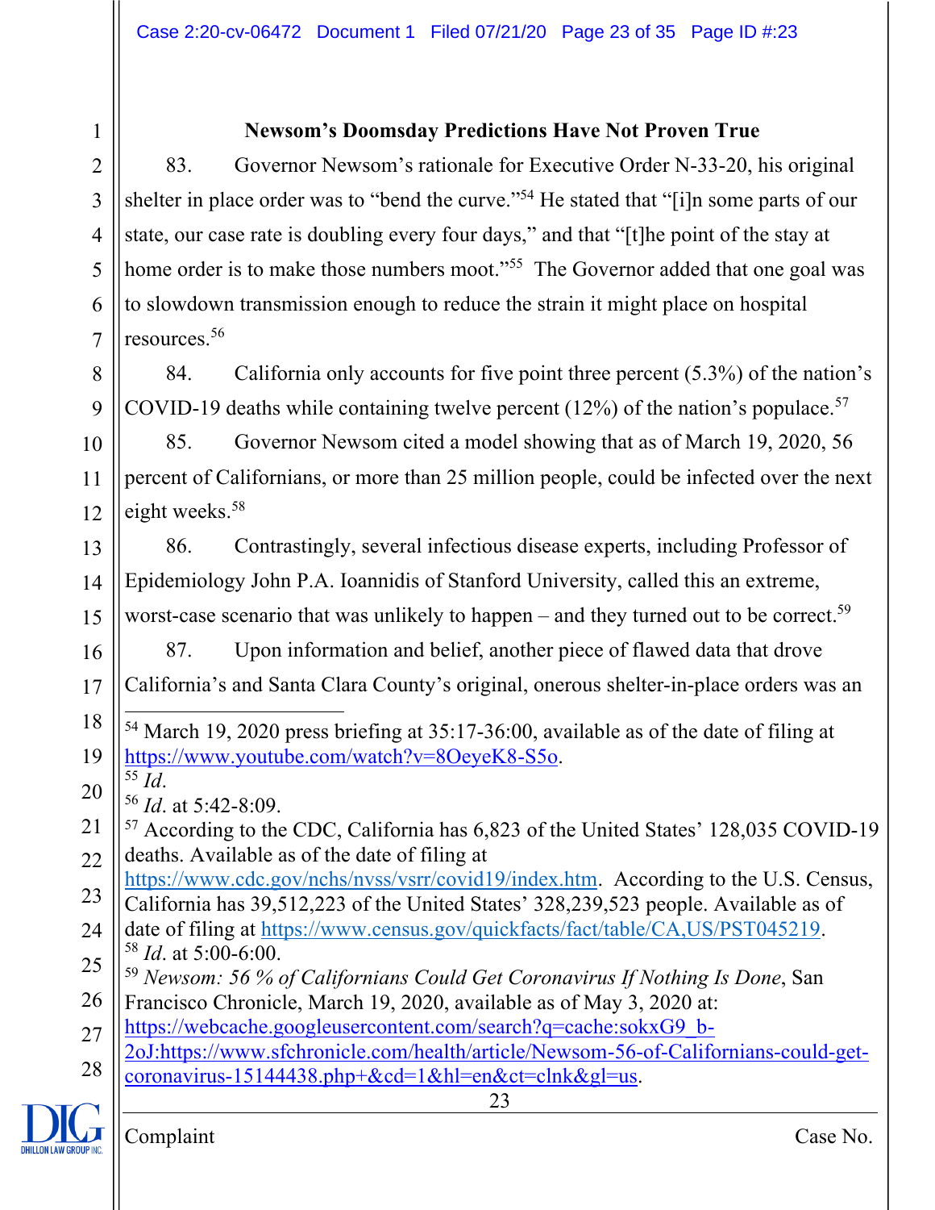**Newsom's Doomsday Predictions Have Not Proven True**

83. Governor Newsom's rationale for Executive Order N-33-20, his original shelter in place order was to "bend the curve."[54] He stated that "[i]n some parts of our state, our case rate is doubling every four days," and that "[t]he point of the stay at home order is to make those numbers moot."[55] The Governor added that one goal was to slowdown transmission enough to reduce the strain it might place on hospital resources.[56]

84. California only accounts for five point three percent (5.3%) of the nation's COVID-19 deaths while containing twelve percent (12%) of the nation's populace.[57]

85. Governor Newsom cited a model showing that as of March 19, 2020, 56 percent of Californians, or more than 25 million people, could be infected over the next eight weeks.[58]

86. Contrastingly, several infectious disease experts, including Professor of Epidemiology John P.A. Ioannidis of Stanford University, called this an extreme, worst-case scenario that was unlikely to happen – and they turned out to be correct.[59]

87. Upon information and belief, another piece of flawed data that drove California's and Santa Clara County's original, onerous shelter-in-place orders was an

---

[54] March 19, 2020 press briefing at 35:17-36:00, available as of the date of filing at https://www.youtube.com/watch?v=8OeyeK8-S5o.

[55] *Id*.

[56] *Id*. at 5:42-8:09.

[57] According to the CDC, California has 6,823 of the United States' 128,035 COVID-19 deaths. Available as of the date of filing at https://www.cdc.gov/nchs/nvss/vsrr/covid19/index.htm. According to the U.S. Census, California has 39,512,223 of the United States' 328,239,523 people. Available as of date of filing at https://www.census.gov/quickfacts/fact/table/CA,US/PST045219.

[58] *Id*. at 5:00-6:00.

[59] *Newsom: 56 % of Californians Could Get Coronavirus If Nothing Is Done*, San Francisco Chronicle, March 19, 2020, available as of May 3, 2020 at: https://webcache.googleusercontent.com/search?q=cache:sokxG9_b-2oJ:https://www.sfchronicle.com/health/article/Newsom-56-of-Californians-could-get-coronavirus-15144438.php+&cd=1&hl=en&ct=clnk&gl=us.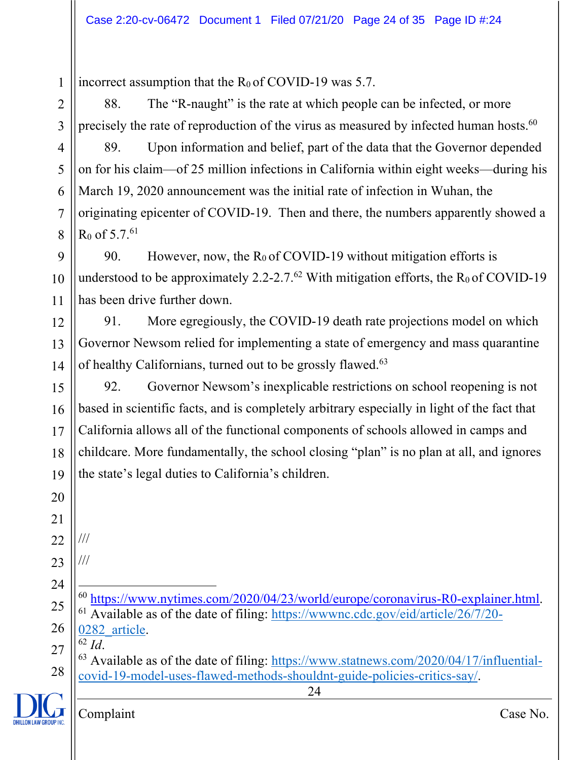incorrect assumption that the $R_0$ of COVID-19 was 5.7.

88. The "R-naught" is the rate at which people can be infected, or more precisely the rate of reproduction of the virus as measured by infected human hosts.[60]

89. Upon information and belief, part of the data that the Governor depended on for his claim—of 25 million infections in California within eight weeks—during his March 19, 2020 announcement was the initial rate of infection in Wuhan, the originating epicenter of COVID-19. Then and there, the numbers apparently showed a $R_0$ of 5.7.[61]

90. However, now, the $R_0$ of COVID-19 without mitigation efforts is understood to be approximately 2.2-2.7.[62] With mitigation efforts, the $R_0$ of COVID-19 has been drive further down.

91. More egregiously, the COVID-19 death rate projections model on which Governor Newsom relied for implementing a state of emergency and mass quarantine of healthy Californians, turned out to be grossly flawed.[63]

92. Governor Newsom's inexplicable restrictions on school reopening is not based in scientific facts, and is completely arbitrary especially in light of the fact that California allows all of the functional components of schools allowed in camps and childcare. More fundamentally, the school closing "plan" is no plan at all, and ignores the state's legal duties to California's children.

///

///

---

[60] https://www.nytimes.com/2020/04/23/world/europe/coronavirus-R0-explainer.html.

[61] Available as of the date of filing: https://wwwnc.cdc.gov/eid/article/26/7/20-0282_article.

[62] *Id*.

[63] Available as of the date of filing: https://www.statnews.com/2020/04/17/influential-covid-19-model-uses-flawed-methods-shouldnt-guide-policies-critics-say/.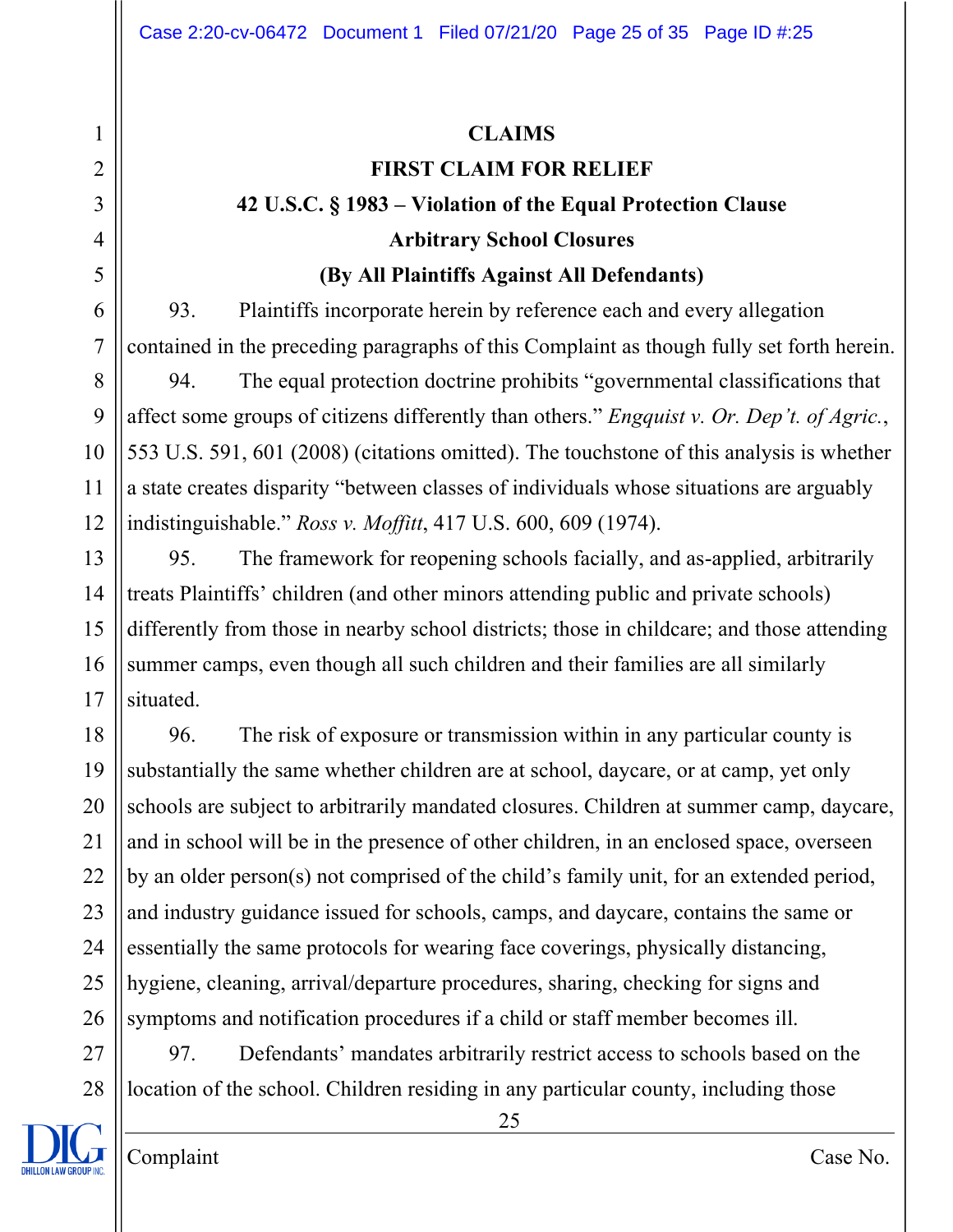## CLAIMS

## FIRST CLAIM FOR RELIEF

### 42 U.S.C. § 1983 – Violation of the Equal Protection Clause

### Arbitrary School Closures

### (By All Plaintiffs Against All Defendants)

93. Plaintiffs incorporate herein by reference each and every allegation contained in the preceding paragraphs of this Complaint as though fully set forth herein.

94. The equal protection doctrine prohibits "governmental classifications that affect some groups of citizens differently than others." *Engquist v. Or. Dep't. of Agric.*, 553 U.S. 591, 601 (2008) (citations omitted). The touchstone of this analysis is whether a state creates disparity "between classes of individuals whose situations are arguably indistinguishable." *Ross v. Moffitt*, 417 U.S. 600, 609 (1974).

95. The framework for reopening schools facially, and as-applied, arbitrarily treats Plaintiffs' children (and other minors attending public and private schools) differently from those in nearby school districts; those in childcare; and those attending summer camps, even though all such children and their families are all similarly situated.

96. The risk of exposure or transmission within in any particular county is substantially the same whether children are at school, daycare, or at camp, yet only schools are subject to arbitrarily mandated closures. Children at summer camp, daycare, and in school will be in the presence of other children, in an enclosed space, overseen by an older person(s) not comprised of the child's family unit, for an extended period, and industry guidance issued for schools, camps, and daycare, contains the same or essentially the same protocols for wearing face coverings, physically distancing, hygiene, cleaning, arrival/departure procedures, sharing, checking for signs and symptoms and notification procedures if a child or staff member becomes ill.

97. Defendants' mandates arbitrarily restrict access to schools based on the location of the school. Children residing in any particular county, including those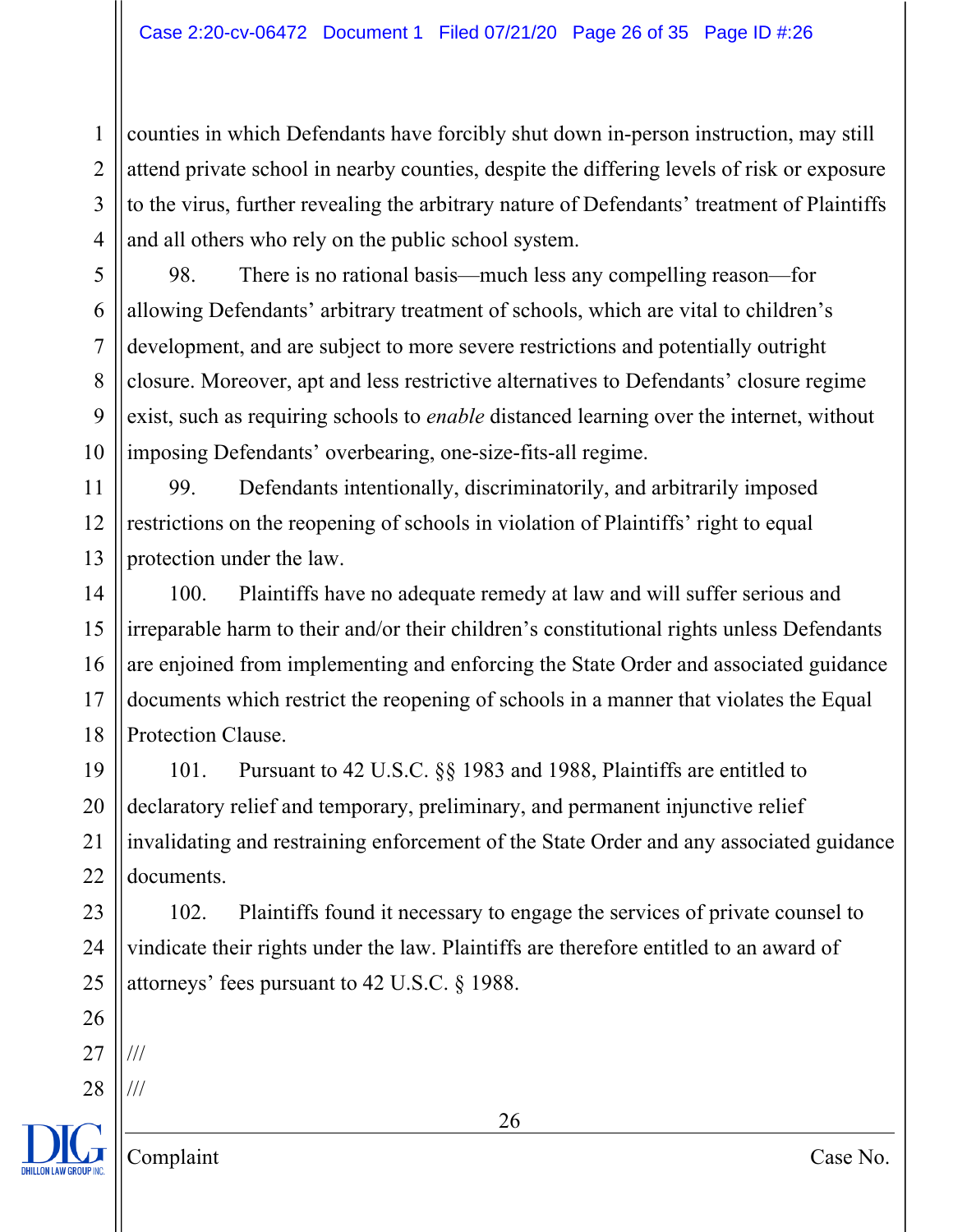counties in which Defendants have forcibly shut down in-person instruction, may still attend private school in nearby counties, despite the differing levels of risk or exposure to the virus, further revealing the arbitrary nature of Defendants' treatment of Plaintiffs and all others who rely on the public school system.

98. There is no rational basis—much less any compelling reason—for allowing Defendants' arbitrary treatment of schools, which are vital to children's development, and are subject to more severe restrictions and potentially outright closure. Moreover, apt and less restrictive alternatives to Defendants' closure regime exist, such as requiring schools to *enable* distanced learning over the internet, without imposing Defendants' overbearing, one-size-fits-all regime.

99. Defendants intentionally, discriminatorily, and arbitrarily imposed restrictions on the reopening of schools in violation of Plaintiffs' right to equal protection under the law.

100. Plaintiffs have no adequate remedy at law and will suffer serious and irreparable harm to their and/or their children's constitutional rights unless Defendants are enjoined from implementing and enforcing the State Order and associated guidance documents which restrict the reopening of schools in a manner that violates the Equal Protection Clause.

101. Pursuant to 42 U.S.C. §§ 1983 and 1988, Plaintiffs are entitled to declaratory relief and temporary, preliminary, and permanent injunctive relief invalidating and restraining enforcement of the State Order and any associated guidance documents.

102. Plaintiffs found it necessary to engage the services of private counsel to vindicate their rights under the law. Plaintiffs are therefore entitled to an award of attorneys' fees pursuant to 42 U.S.C. § 1988.

///

///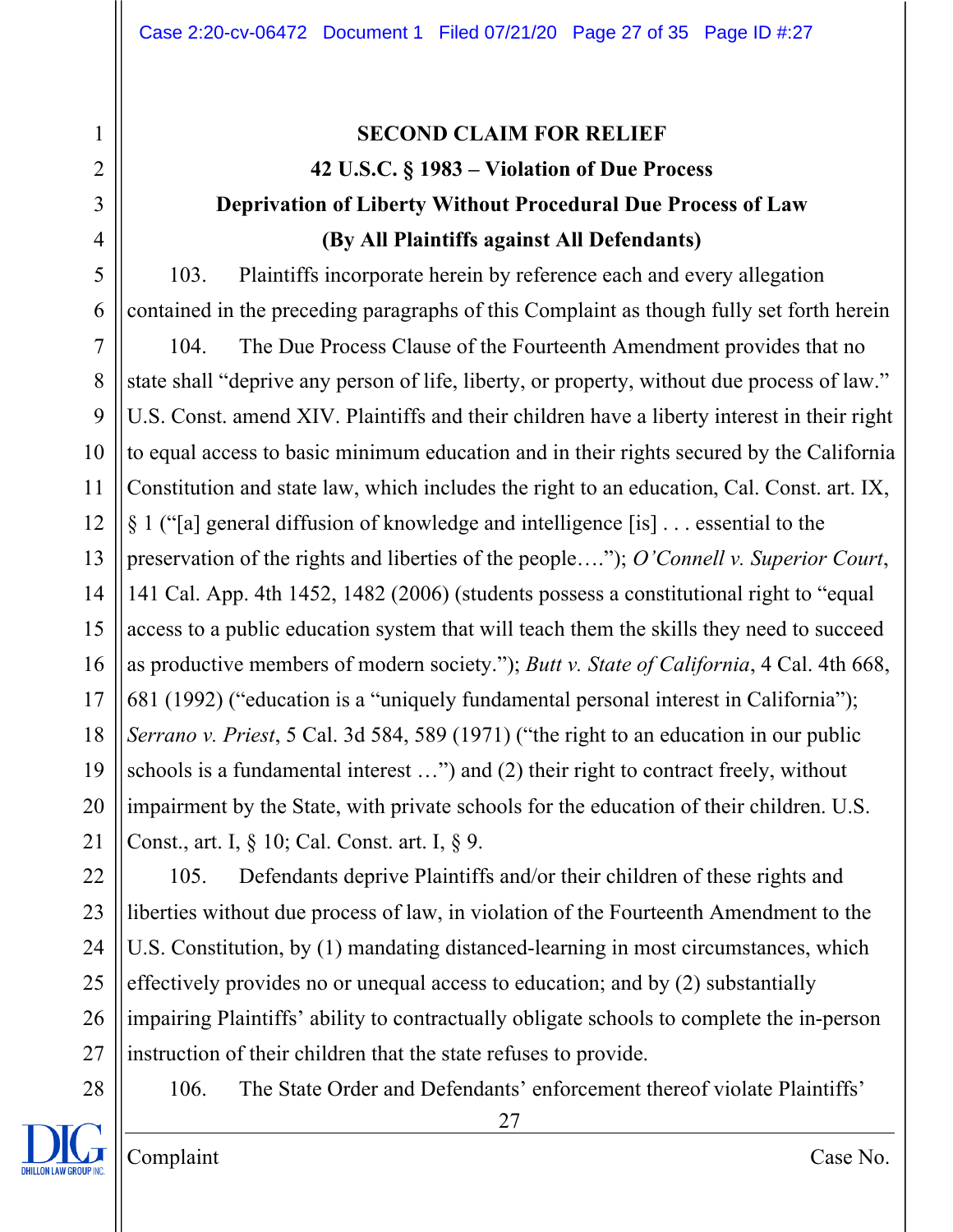**SECOND CLAIM FOR RELIEF**

**42 U.S.C. § 1983 – Violation of Due Process**

**Deprivation of Liberty Without Procedural Due Process of Law**

**(By All Plaintiffs against All Defendants)**

103. Plaintiffs incorporate herein by reference each and every allegation contained in the preceding paragraphs of this Complaint as though fully set forth herein

104. The Due Process Clause of the Fourteenth Amendment provides that no state shall "deprive any person of life, liberty, or property, without due process of law." U.S. Const. amend XIV. Plaintiffs and their children have a liberty interest in their right to equal access to basic minimum education and in their rights secured by the California Constitution and state law, which includes the right to an education, Cal. Const. art. IX, § 1 ("[a] general diffusion of knowledge and intelligence [is] . . . essential to the preservation of the rights and liberties of the people…."); *O'Connell v. Superior Court*, 141 Cal. App. 4th 1452, 1482 (2006) (students possess a constitutional right to "equal access to a public education system that will teach them the skills they need to succeed as productive members of modern society."); *Butt v. State of California*, 4 Cal. 4th 668, 681 (1992) ("education is a "uniquely fundamental personal interest in California"); *Serrano v. Priest*, 5 Cal. 3d 584, 589 (1971) ("the right to an education in our public schools is a fundamental interest …") and (2) their right to contract freely, without impairment by the State, with private schools for the education of their children. U.S. Const., art. I, § 10; Cal. Const. art. I, § 9.

105. Defendants deprive Plaintiffs and/or their children of these rights and liberties without due process of law, in violation of the Fourteenth Amendment to the U.S. Constitution, by (1) mandating distanced-learning in most circumstances, which effectively provides no or unequal access to education; and by (2) substantially impairing Plaintiffs' ability to contractually obligate schools to complete the in-person instruction of their children that the state refuses to provide.

106. The State Order and Defendants' enforcement thereof violate Plaintiffs'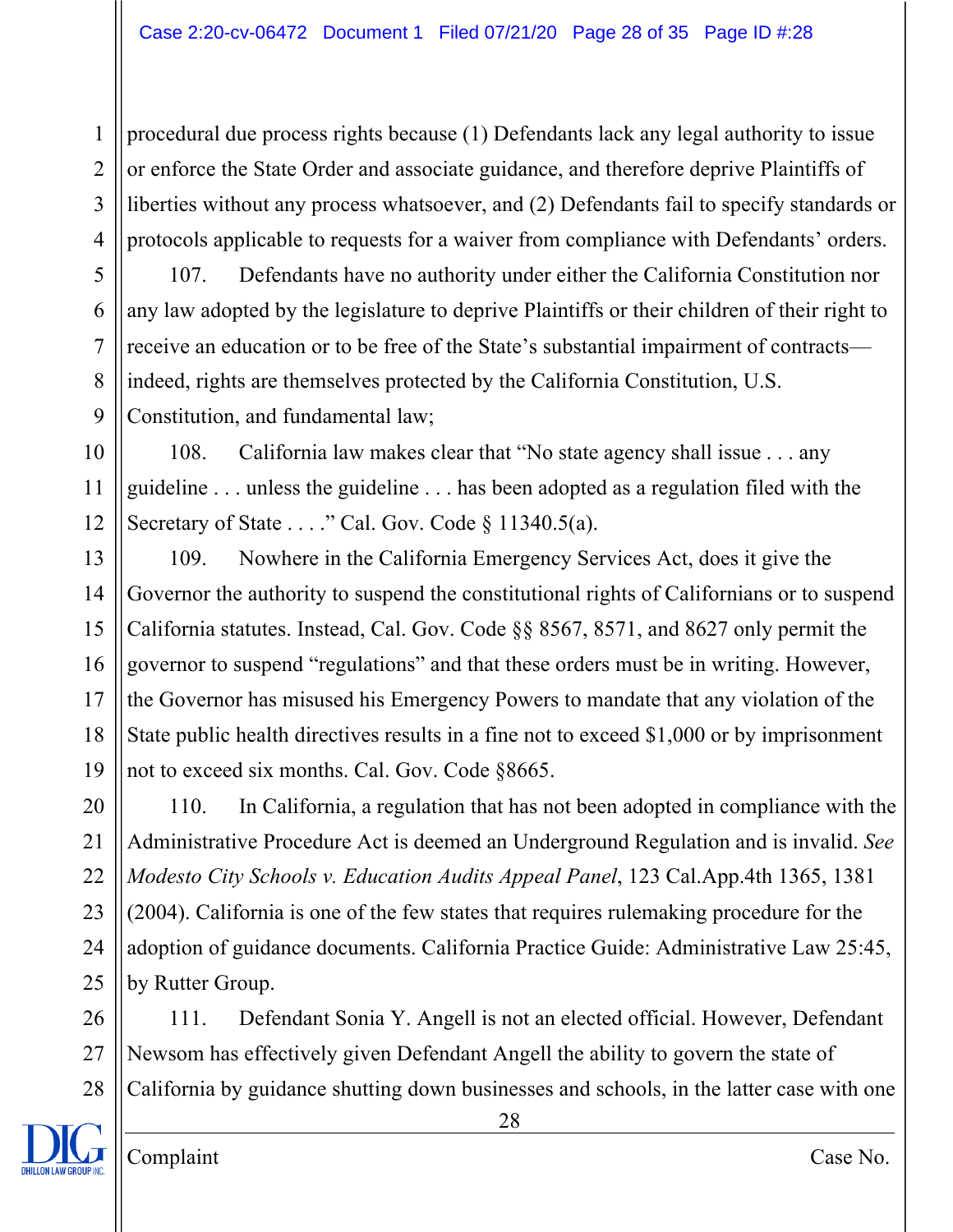procedural due process rights because (1) Defendants lack any legal authority to issue or enforce the State Order and associate guidance, and therefore deprive Plaintiffs of liberties without any process whatsoever, and (2) Defendants fail to specify standards or protocols applicable to requests for a waiver from compliance with Defendants' orders.

107. Defendants have no authority under either the California Constitution nor any law adopted by the legislature to deprive Plaintiffs or their children of their right to receive an education or to be free of the State's substantial impairment of contracts—indeed, rights are themselves protected by the California Constitution, U.S. Constitution, and fundamental law;

108. California law makes clear that "No state agency shall issue . . . any guideline . . . unless the guideline . . . has been adopted as a regulation filed with the Secretary of State . . . ." Cal. Gov. Code § 11340.5(a).

109. Nowhere in the California Emergency Services Act, does it give the Governor the authority to suspend the constitutional rights of Californians or to suspend California statutes. Instead, Cal. Gov. Code §§ 8567, 8571, and 8627 only permit the governor to suspend "regulations" and that these orders must be in writing. However, the Governor has misused his Emergency Powers to mandate that any violation of the State public health directives results in a fine not to exceed $1,000 or by imprisonment not to exceed six months. Cal. Gov. Code §8665.

110. In California, a regulation that has not been adopted in compliance with the Administrative Procedure Act is deemed an Underground Regulation and is invalid. *See Modesto City Schools v. Education Audits Appeal Panel*, 123 Cal.App.4th 1365, 1381 (2004). California is one of the few states that requires rulemaking procedure for the adoption of guidance documents. California Practice Guide: Administrative Law 25:45, by Rutter Group.

111. Defendant Sonia Y. Angell is not an elected official. However, Defendant Newsom has effectively given Defendant Angell the ability to govern the state of California by guidance shutting down businesses and schools, in the latter case with one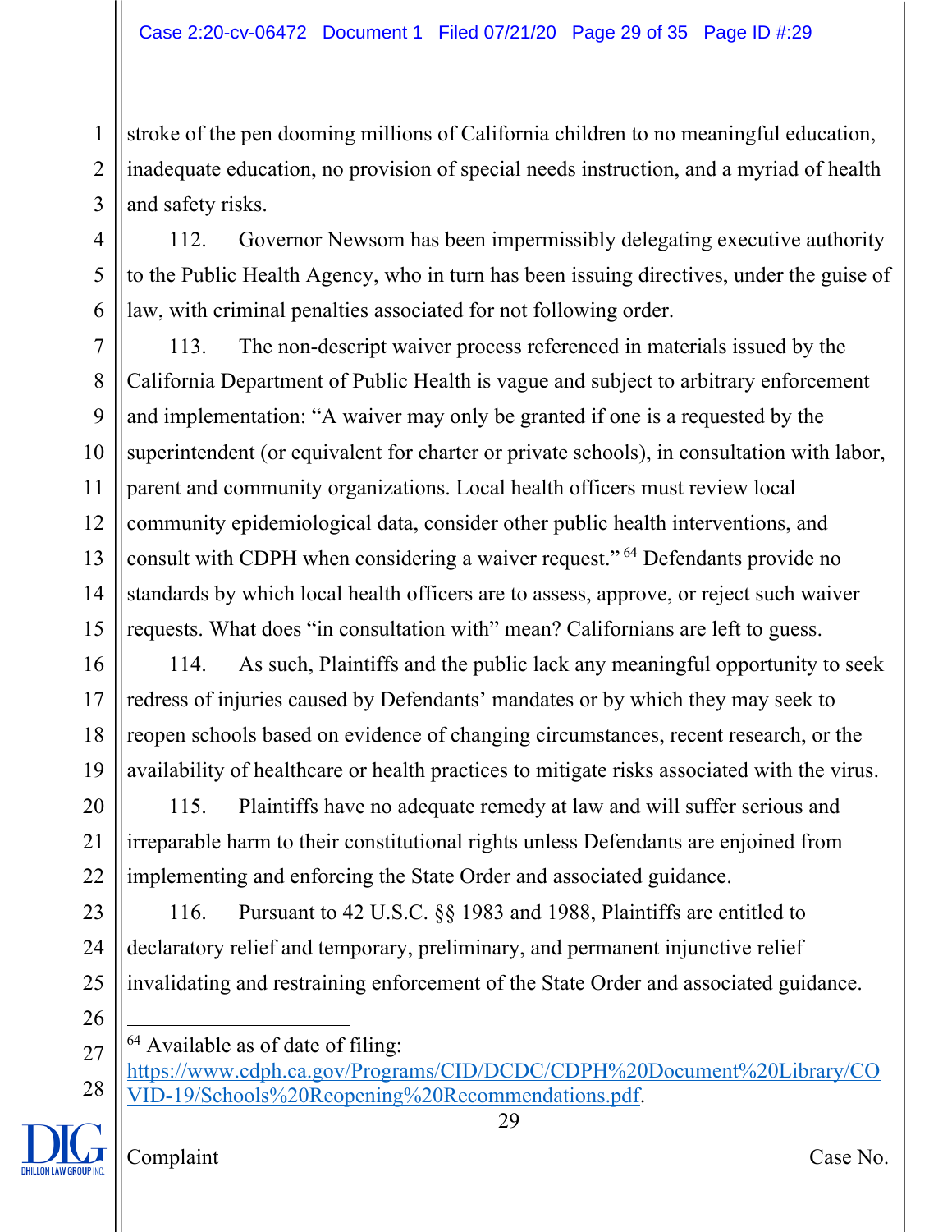stroke of the pen dooming millions of California children to no meaningful education, inadequate education, no provision of special needs instruction, and a myriad of health and safety risks.

112. Governor Newsom has been impermissibly delegating executive authority to the Public Health Agency, who in turn has been issuing directives, under the guise of law, with criminal penalties associated for not following order.

113. The non-descript waiver process referenced in materials issued by the California Department of Public Health is vague and subject to arbitrary enforcement and implementation: "A waiver may only be granted if one is a requested by the superintendent (or equivalent for charter or private schools), in consultation with labor, parent and community organizations. Local health officers must review local community epidemiological data, consider other public health interventions, and consult with CDPH when considering a waiver request."[64] Defendants provide no standards by which local health officers are to assess, approve, or reject such waiver requests. What does "in consultation with" mean? Californians are left to guess.

114. As such, Plaintiffs and the public lack any meaningful opportunity to seek redress of injuries caused by Defendants' mandates or by which they may seek to reopen schools based on evidence of changing circumstances, recent research, or the availability of healthcare or health practices to mitigate risks associated with the virus.

115. Plaintiffs have no adequate remedy at law and will suffer serious and irreparable harm to their constitutional rights unless Defendants are enjoined from implementing and enforcing the State Order and associated guidance.

116. Pursuant to 42 U.S.C. §§ 1983 and 1988, Plaintiffs are entitled to declaratory relief and temporary, preliminary, and permanent injunctive relief invalidating and restraining enforcement of the State Order and associated guidance.

---

[64] Available as of date of filing: https://www.cdph.ca.gov/Programs/CID/DCDC/CDPH%20Document%20Library/COVID-19/Schools%20Reopening%20Recommendations.pdf.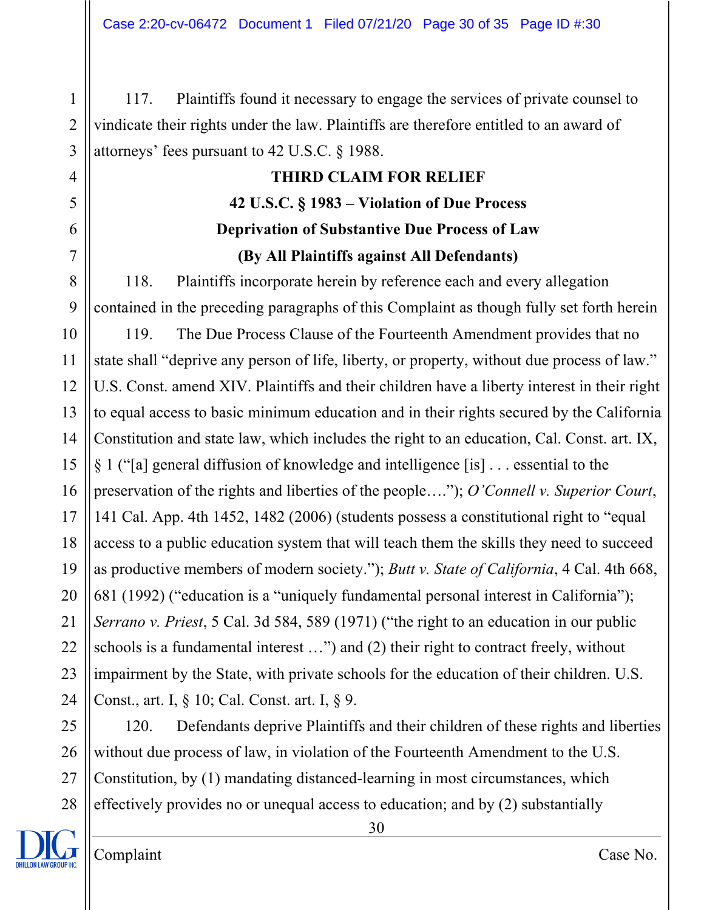117. Plaintiffs found it necessary to engage the services of private counsel to vindicate their rights under the law. Plaintiffs are therefore entitled to an award of attorneys' fees pursuant to 42 U.S.C. § 1988.

**THIRD CLAIM FOR RELIEF**

**42 U.S.C. § 1983 – Violation of Due Process**

**Deprivation of Substantive Due Process of Law**

**(By All Plaintiffs against All Defendants)**

118. Plaintiffs incorporate herein by reference each and every allegation contained in the preceding paragraphs of this Complaint as though fully set forth herein

119. The Due Process Clause of the Fourteenth Amendment provides that no state shall "deprive any person of life, liberty, or property, without due process of law." U.S. Const. amend XIV. Plaintiffs and their children have a liberty interest in their right to equal access to basic minimum education and in their rights secured by the California Constitution and state law, which includes the right to an education, Cal. Const. art. IX, § 1 ("[a] general diffusion of knowledge and intelligence [is] . . . essential to the preservation of the rights and liberties of the people…."); *O'Connell v. Superior Court*, 141 Cal. App. 4th 1452, 1482 (2006) (students possess a constitutional right to "equal access to a public education system that will teach them the skills they need to succeed as productive members of modern society."); *Butt v. State of California*, 4 Cal. 4th 668, 681 (1992) ("education is a "uniquely fundamental personal interest in California"); *Serrano v. Priest*, 5 Cal. 3d 584, 589 (1971) ("the right to an education in our public schools is a fundamental interest …") and (2) their right to contract freely, without impairment by the State, with private schools for the education of their children. U.S. Const., art. I, § 10; Cal. Const. art. I, § 9.

120. Defendants deprive Plaintiffs and their children of these rights and liberties without due process of law, in violation of the Fourteenth Amendment to the U.S. Constitution, by (1) mandating distanced-learning in most circumstances, which effectively provides no or unequal access to education; and by (2) substantially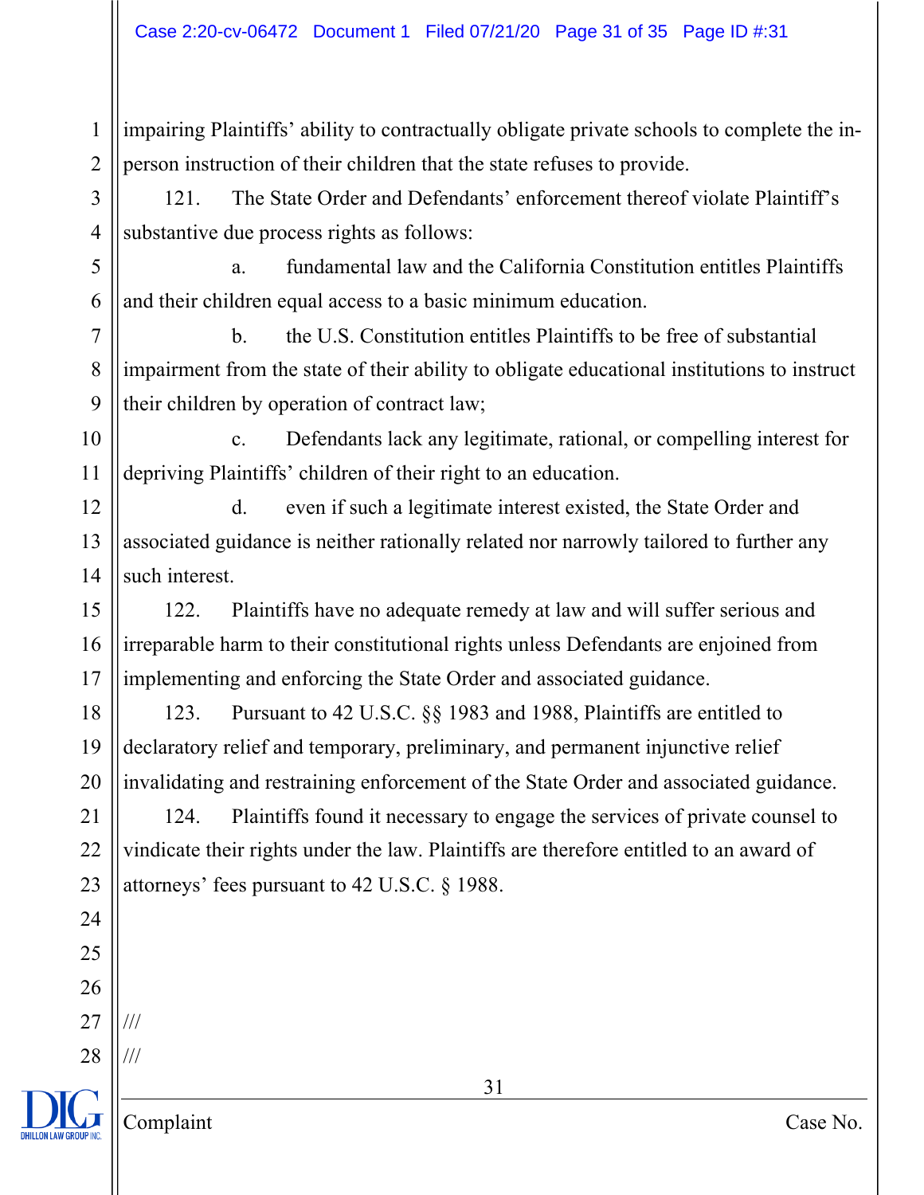impairing Plaintiffs' ability to contractually obligate private schools to complete the in-person instruction of their children that the state refuses to provide.

121. The State Order and Defendants' enforcement thereof violate Plaintiff's substantive due process rights as follows:

a. fundamental law and the California Constitution entitles Plaintiffs and their children equal access to a basic minimum education.

b. the U.S. Constitution entitles Plaintiffs to be free of substantial impairment from the state of their ability to obligate educational institutions to instruct their children by operation of contract law;

c. Defendants lack any legitimate, rational, or compelling interest for depriving Plaintiffs' children of their right to an education.

d. even if such a legitimate interest existed, the State Order and associated guidance is neither rationally related nor narrowly tailored to further any such interest.

122. Plaintiffs have no adequate remedy at law and will suffer serious and irreparable harm to their constitutional rights unless Defendants are enjoined from implementing and enforcing the State Order and associated guidance.

123. Pursuant to 42 U.S.C. §§ 1983 and 1988, Plaintiffs are entitled to declaratory relief and temporary, preliminary, and permanent injunctive relief invalidating and restraining enforcement of the State Order and associated guidance.

124. Plaintiffs found it necessary to engage the services of private counsel to vindicate their rights under the law. Plaintiffs are therefore entitled to an award of attorneys' fees pursuant to 42 U.S.C. § 1988.

///
///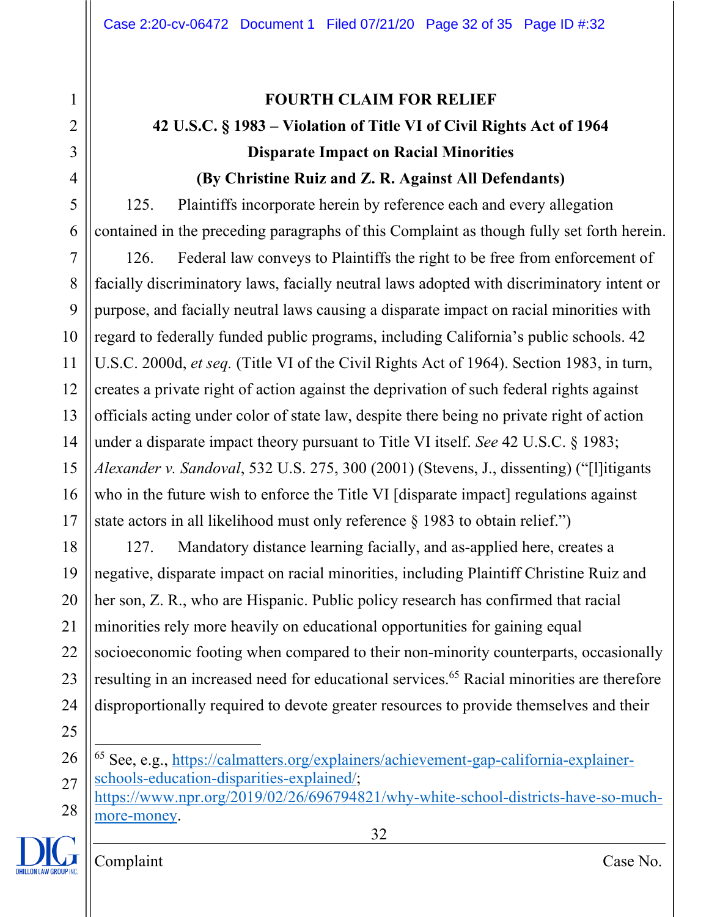**FOURTH CLAIM FOR RELIEF**

**42 U.S.C. § 1983 – Violation of Title VI of Civil Rights Act of 1964**

**Disparate Impact on Racial Minorities**

**(By Christine Ruiz and Z. R. Against All Defendants)**

125. Plaintiffs incorporate herein by reference each and every allegation contained in the preceding paragraphs of this Complaint as though fully set forth herein.

126. Federal law conveys to Plaintiffs the right to be free from enforcement of facially discriminatory laws, facially neutral laws adopted with discriminatory intent or purpose, and facially neutral laws causing a disparate impact on racial minorities with regard to federally funded public programs, including California's public schools. 42 U.S.C. 2000d, *et seq.* (Title VI of the Civil Rights Act of 1964). Section 1983, in turn, creates a private right of action against the deprivation of such federal rights against officials acting under color of state law, despite there being no private right of action under a disparate impact theory pursuant to Title VI itself. *See* 42 U.S.C. § 1983; *Alexander v. Sandoval*, 532 U.S. 275, 300 (2001) (Stevens, J., dissenting) ("[l]itigants who in the future wish to enforce the Title VI [disparate impact] regulations against state actors in all likelihood must only reference § 1983 to obtain relief.")

127. Mandatory distance learning facially, and as-applied here, creates a negative, disparate impact on racial minorities, including Plaintiff Christine Ruiz and her son, Z. R., who are Hispanic. Public policy research has confirmed that racial minorities rely more heavily on educational opportunities for gaining equal socioeconomic footing when compared to their non-minority counterparts, occasionally resulting in an increased need for educational services.[65] Racial minorities are therefore disproportionally required to devote greater resources to provide themselves and their

[65] See, e.g., https://calmatters.org/explainers/achievement-gap-california-explainer-schools-education-disparities-explained/; https://www.npr.org/2019/02/26/696794821/why-white-school-districts-have-so-much-more-money.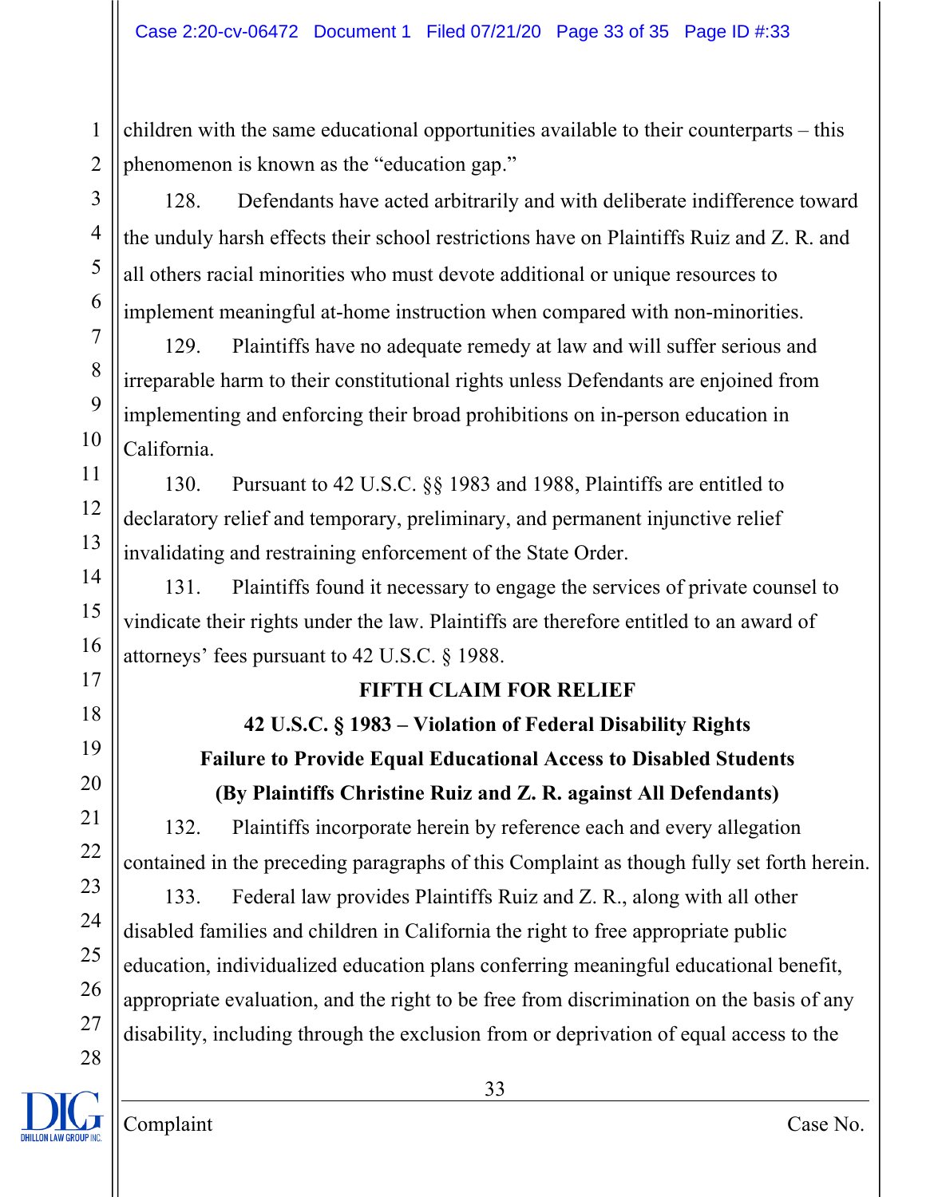children with the same educational opportunities available to their counterparts – this phenomenon is known as the "education gap."

128. Defendants have acted arbitrarily and with deliberate indifference toward the unduly harsh effects their school restrictions have on Plaintiffs Ruiz and Z. R. and all others racial minorities who must devote additional or unique resources to implement meaningful at-home instruction when compared with non-minorities.

129. Plaintiffs have no adequate remedy at law and will suffer serious and irreparable harm to their constitutional rights unless Defendants are enjoined from implementing and enforcing their broad prohibitions on in-person education in California.

130. Pursuant to 42 U.S.C. §§ 1983 and 1988, Plaintiffs are entitled to declaratory relief and temporary, preliminary, and permanent injunctive relief invalidating and restraining enforcement of the State Order.

131. Plaintiffs found it necessary to engage the services of private counsel to vindicate their rights under the law. Plaintiffs are therefore entitled to an award of attorneys' fees pursuant to 42 U.S.C. § 1988.

**FIFTH CLAIM FOR RELIEF**

**42 U.S.C. § 1983 – Violation of Federal Disability Rights**

**Failure to Provide Equal Educational Access to Disabled Students**

**(By Plaintiffs Christine Ruiz and Z. R. against All Defendants)**

132. Plaintiffs incorporate herein by reference each and every allegation contained in the preceding paragraphs of this Complaint as though fully set forth herein.

133. Federal law provides Plaintiffs Ruiz and Z. R., along with all other disabled families and children in California the right to free appropriate public education, individualized education plans conferring meaningful educational benefit, appropriate evaluation, and the right to be free from discrimination on the basis of any disability, including through the exclusion from or deprivation of equal access to the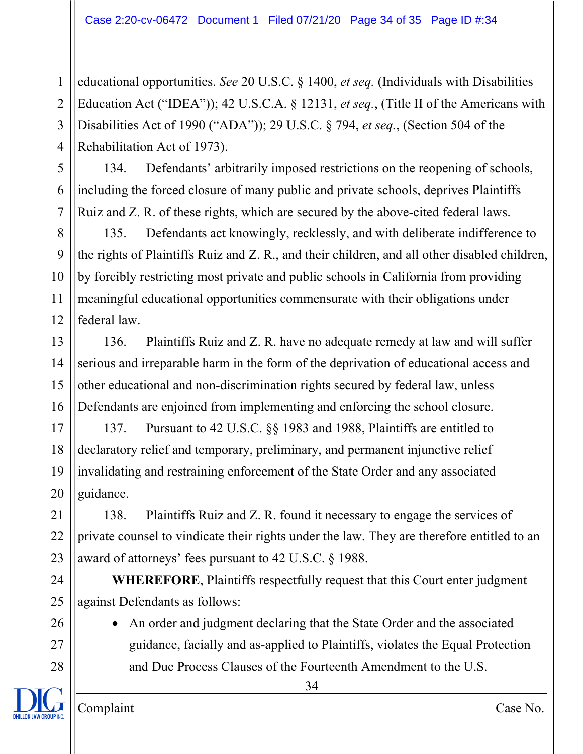educational opportunities. *See* 20 U.S.C. § 1400, *et seq.* (Individuals with Disabilities Education Act ("IDEA")); 42 U.S.C.A. § 12131, *et seq.*, (Title II of the Americans with Disabilities Act of 1990 ("ADA")); 29 U.S.C. § 794, *et seq.*, (Section 504 of the Rehabilitation Act of 1973).

134. Defendants' arbitrarily imposed restrictions on the reopening of schools, including the forced closure of many public and private schools, deprives Plaintiffs Ruiz and Z. R. of these rights, which are secured by the above-cited federal laws.

135. Defendants act knowingly, recklessly, and with deliberate indifference to the rights of Plaintiffs Ruiz and Z. R., and their children, and all other disabled children, by forcibly restricting most private and public schools in California from providing meaningful educational opportunities commensurate with their obligations under federal law.

136. Plaintiffs Ruiz and Z. R. have no adequate remedy at law and will suffer serious and irreparable harm in the form of the deprivation of educational access and other educational and non-discrimination rights secured by federal law, unless Defendants are enjoined from implementing and enforcing the school closure.

137. Pursuant to 42 U.S.C. §§ 1983 and 1988, Plaintiffs are entitled to declaratory relief and temporary, preliminary, and permanent injunctive relief invalidating and restraining enforcement of the State Order and any associated guidance.

138. Plaintiffs Ruiz and Z. R. found it necessary to engage the services of private counsel to vindicate their rights under the law. They are therefore entitled to an award of attorneys' fees pursuant to 42 U.S.C. § 1988.

**WHEREFORE**, Plaintiffs respectfully request that this Court enter judgment against Defendants as follows:

- An order and judgment declaring that the State Order and the associated guidance, facially and as-applied to Plaintiffs, violates the Equal Protection and Due Process Clauses of the Fourteenth Amendment to the U.S.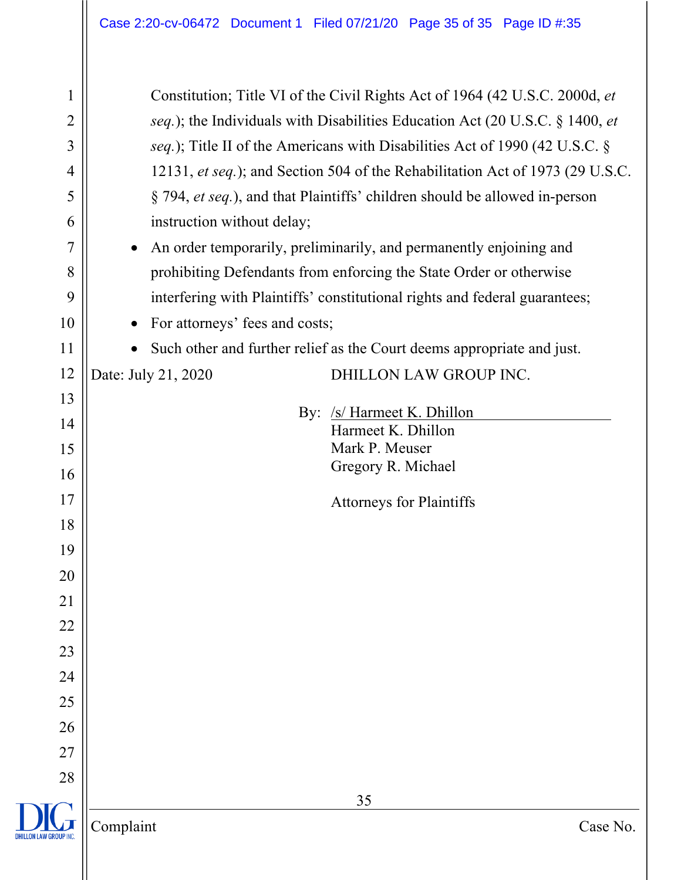Constitution; Title VI of the Civil Rights Act of 1964 (42 U.S.C. 2000d, *et seq.*); the Individuals with Disabilities Education Act (20 U.S.C. § 1400, *et seq.*); Title II of the Americans with Disabilities Act of 1990 (42 U.S.C. § 12131, *et seq.*); and Section 504 of the Rehabilitation Act of 1973 (29 U.S.C. § 794, *et seq.*), and that Plaintiffs' children should be allowed in-person instruction without delay;

- An order temporarily, preliminarily, and permanently enjoining and prohibiting Defendants from enforcing the State Order or otherwise interfering with Plaintiffs' constitutional rights and federal guarantees;
- For attorneys' fees and costs;
- Such other and further relief as the Court deems appropriate and just.

Date: July 21, 2020

DHILLON LAW GROUP INC.

By: /s/ Harmeet K. Dhillon
Harmeet K. Dhillon
Mark P. Meuser
Gregory R. Michael

Attorneys for Plaintiffs